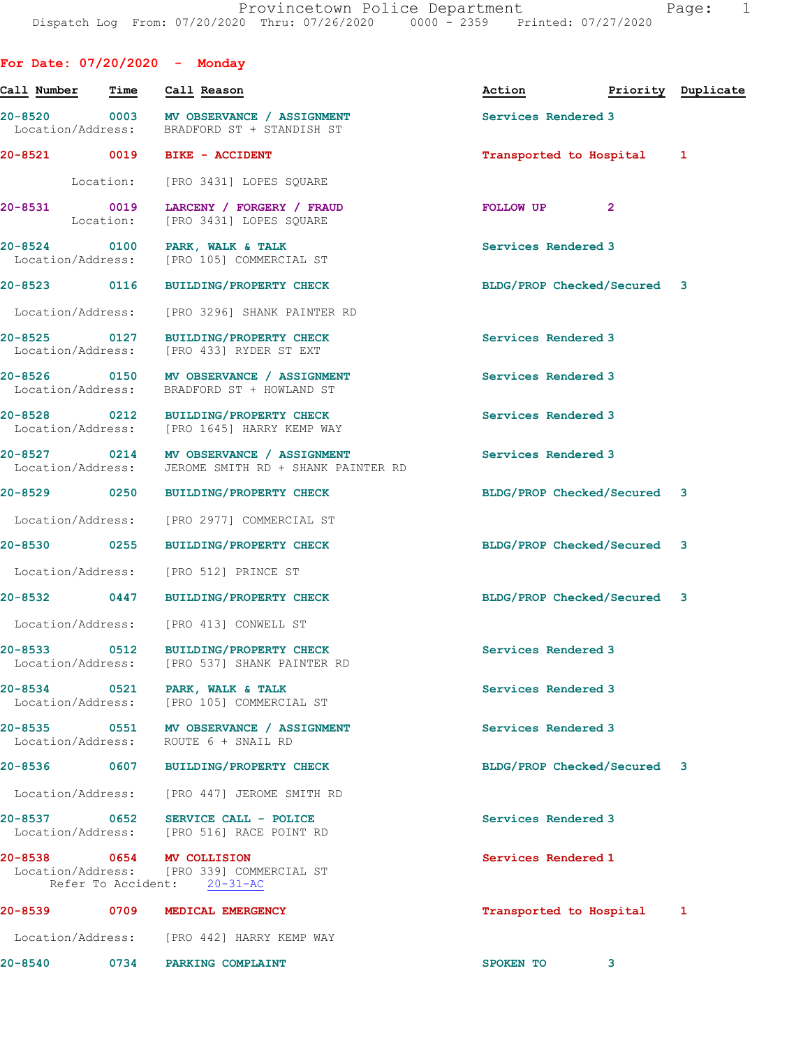Provincetown Police Department
Dispatch Log From: 07/20/2020 Thru: 07/26/2020 0000 - 2359 Printed: 07/27/2020

## For Date: 07/20/2020 - Monday

| Call Number | Time | Call Reason | Action | Priority | Duplicate |
|---|---|---|---|---|---|
| 20-8520 | 0003 | MV OBSERVANCE / ASSIGNMENT | Services Rendered | 3 | |
| | | Location/Address: BRADFORD ST + STANDISH ST | | | |
| 20-8521 | 0019 | BIKE - ACCIDENT | Transported to Hospital | 1 | |
| | | Location: [PRO 3431] LOPES SQUARE | | | |
| 20-8531 | 0019 | LARCENY / FORGERY / FRAUD | FOLLOW UP | 2 | |
| | | Location: [PRO 3431] LOPES SQUARE | | | |
| 20-8524 | 0100 | PARK, WALK & TALK | Services Rendered | 3 | |
| | | Location/Address: [PRO 105] COMMERCIAL ST | | | |
| 20-8523 | 0116 | BUILDING/PROPERTY CHECK | BLDG/PROP Checked/Secured | 3 | |
| | | Location/Address: [PRO 3296] SHANK PAINTER RD | | | |
| 20-8525 | 0127 | BUILDING/PROPERTY CHECK | Services Rendered | 3 | |
| | | Location/Address: [PRO 433] RYDER ST EXT | | | |
| 20-8526 | 0150 | MV OBSERVANCE / ASSIGNMENT | Services Rendered | 3 | |
| | | Location/Address: BRADFORD ST + HOWLAND ST | | | |
| 20-8528 | 0212 | BUILDING/PROPERTY CHECK | Services Rendered | 3 | |
| | | Location/Address: [PRO 1645] HARRY KEMP WAY | | | |
| 20-8527 | 0214 | MV OBSERVANCE / ASSIGNMENT | Services Rendered | 3 | |
| | | Location/Address: JEROME SMITH RD + SHANK PAINTER RD | | | |
| 20-8529 | 0250 | BUILDING/PROPERTY CHECK | BLDG/PROP Checked/Secured | 3 | |
| | | Location/Address: [PRO 2977] COMMERCIAL ST | | | |
| 20-8530 | 0255 | BUILDING/PROPERTY CHECK | BLDG/PROP Checked/Secured | 3 | |
| | | Location/Address: [PRO 512] PRINCE ST | | | |
| 20-8532 | 0447 | BUILDING/PROPERTY CHECK | BLDG/PROP Checked/Secured | 3 | |
| | | Location/Address: [PRO 413] CONWELL ST | | | |
| 20-8533 | 0512 | BUILDING/PROPERTY CHECK | Services Rendered | 3 | |
| | | Location/Address: [PRO 537] SHANK PAINTER RD | | | |
| 20-8534 | 0521 | PARK, WALK & TALK | Services Rendered | 3 | |
| | | Location/Address: [PRO 105] COMMERCIAL ST | | | |
| 20-8535 | 0551 | MV OBSERVANCE / ASSIGNMENT | Services Rendered | 3 | |
| | | Location/Address: ROUTE 6 + SNAIL RD | | | |
| 20-8536 | 0607 | BUILDING/PROPERTY CHECK | BLDG/PROP Checked/Secured | 3 | |
| | | Location/Address: [PRO 447] JEROME SMITH RD | | | |
| 20-8537 | 0652 | SERVICE CALL - POLICE | Services Rendered | 3 | |
| | | Location/Address: [PRO 516] RACE POINT RD | | | |
| 20-8538 | 0654 | MV COLLISION | Services Rendered | 1 | |
| | | Location/Address: [PRO 339] COMMERCIAL ST; Refer To Accident: 20-31-AC | | | |
| 20-8539 | 0709 | MEDICAL EMERGENCY | Transported to Hospital | 1 | |
| | | Location/Address: [PRO 442] HARRY KEMP WAY | | | |
| 20-8540 | 0734 | PARKING COMPLAINT | SPOKEN TO | 3 | |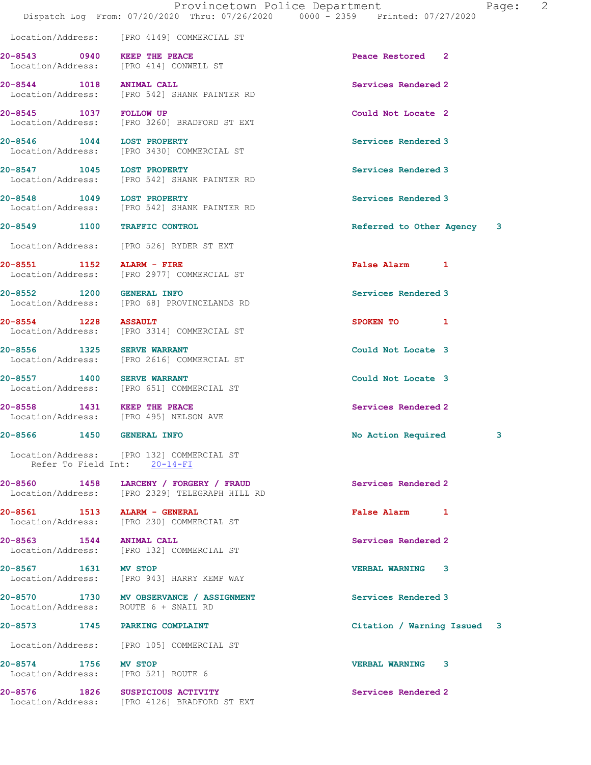Location/Address: [PRO 4149] COMMERCIAL ST

**20-8543** 0940 **KEEP THE PEACE** Peace Restored 2
Location/Address: [PRO 414] CONWELL ST

**20-8544** 1018 **ANIMAL CALL** Services Rendered 2
Location/Address: [PRO 542] SHANK PAINTER RD

**20-8545** 1037 **FOLLOW UP** Could Not Locate 2
Location/Address: [PRO 3260] BRADFORD ST EXT

**20-8546** 1044 **LOST PROPERTY** Services Rendered 3
Location/Address: [PRO 3430] COMMERCIAL ST

**20-8547** 1045 **LOST PROPERTY** Services Rendered 3
Location/Address: [PRO 542] SHANK PAINTER RD

**20-8548** 1049 **LOST PROPERTY** Services Rendered 3
Location/Address: [PRO 542] SHANK PAINTER RD

**20-8549** 1100 **TRAFFIC CONTROL** Referred to Other Agency 3
Location/Address: [PRO 526] RYDER ST EXT

**20-8551** 1152 **ALARM - FIRE** False Alarm 1
Location/Address: [PRO 2977] COMMERCIAL ST

**20-8552** 1200 **GENERAL INFO** Services Rendered 3
Location/Address: [PRO 68] PROVINCELANDS RD

**20-8554** 1228 **ASSAULT** SPOKEN TO 1
Location/Address: [PRO 3314] COMMERCIAL ST

**20-8556** 1325 **SERVE WARRANT** Could Not Locate 3
Location/Address: [PRO 2616] COMMERCIAL ST

**20-8557** 1400 **SERVE WARRANT** Could Not Locate 3
Location/Address: [PRO 651] COMMERCIAL ST

**20-8558** 1431 **KEEP THE PEACE** Services Rendered 2
Location/Address: [PRO 495] NELSON AVE

**20-8566** 1450 **GENERAL INFO** No Action Required 3
Location/Address: [PRO 132] COMMERCIAL ST
Refer To Field Int: 20-14-FI

**20-8560** 1458 **LARCENY / FORGERY / FRAUD** Services Rendered 2
Location/Address: [PRO 2329] TELEGRAPH HILL RD

**20-8561** 1513 **ALARM - GENERAL** False Alarm 1
Location/Address: [PRO 230] COMMERCIAL ST

**20-8563** 1544 **ANIMAL CALL** Services Rendered 2
Location/Address: [PRO 132] COMMERCIAL ST

**20-8567** 1631 **MV STOP** VERBAL WARNING 3
Location/Address: [PRO 943] HARRY KEMP WAY

**20-8570** 1730 **MV OBSERVANCE / ASSIGNMENT** Services Rendered 3
Location/Address: ROUTE 6 + SNAIL RD

**20-8573** 1745 **PARKING COMPLAINT** Citation / Warning Issued 3
Location/Address: [PRO 105] COMMERCIAL ST

**20-8574** 1756 **MV STOP** VERBAL WARNING 3
Location/Address: [PRO 521] ROUTE 6

**20-8576** 1826 **SUSPICIOUS ACTIVITY** Services Rendered 2
Location/Address: [PRO 4126] BRADFORD ST EXT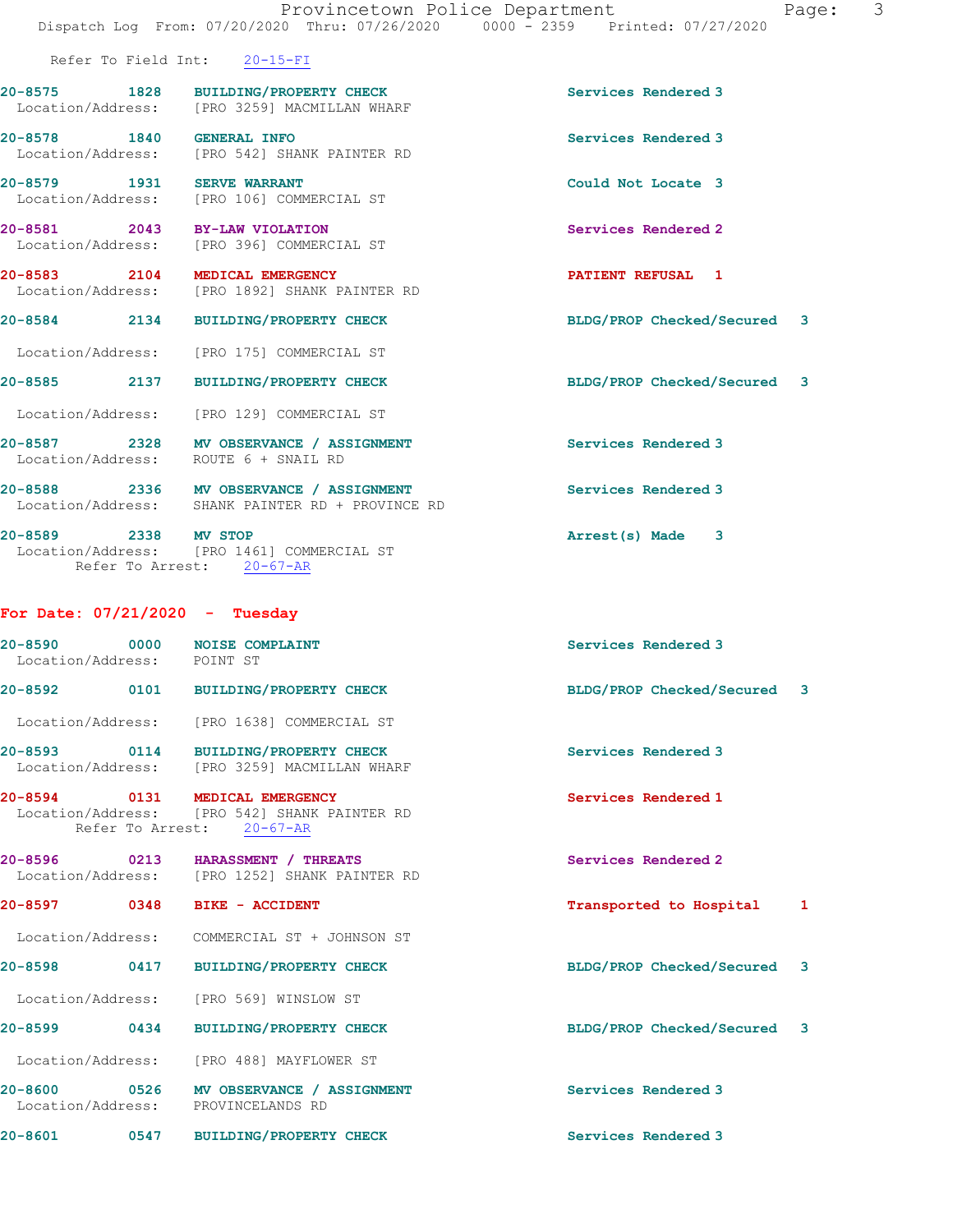Refer To Field Int: 20-15-FI

20-8575 1828 BUILDING/PROPERTY CHECK Services Rendered 3
Location/Address: [PRO 3259] MACMILLAN WHARF

20-8578 1840 GENERAL INFO Services Rendered 3
Location/Address: [PRO 542] SHANK PAINTER RD

20-8579 1931 SERVE WARRANT Could Not Locate 3
Location/Address: [PRO 106] COMMERCIAL ST

20-8581 2043 BY-LAW VIOLATION Services Rendered 2
Location/Address: [PRO 396] COMMERCIAL ST

20-8583 2104 MEDICAL EMERGENCY PATIENT REFUSAL 1
Location/Address: [PRO 1892] SHANK PAINTER RD

20-8584 2134 BUILDING/PROPERTY CHECK BLDG/PROP Checked/Secured 3
Location/Address: [PRO 175] COMMERCIAL ST

20-8585 2137 BUILDING/PROPERTY CHECK BLDG/PROP Checked/Secured 3
Location/Address: [PRO 129] COMMERCIAL ST

20-8587 2328 MV OBSERVANCE / ASSIGNMENT Services Rendered 3
Location/Address: ROUTE 6 + SNAIL RD

20-8588 2336 MV OBSERVANCE / ASSIGNMENT Services Rendered 3
Location/Address: SHANK PAINTER RD + PROVINCE RD

20-8589 2338 MV STOP Arrest(s) Made 3
Location/Address: [PRO 1461] COMMERCIAL ST
Refer To Arrest: 20-67-AR

## For Date: 07/21/2020 - Tuesday

20-8590 0000 NOISE COMPLAINT Services Rendered 3
Location/Address: POINT ST

20-8592 0101 BUILDING/PROPERTY CHECK BLDG/PROP Checked/Secured 3
Location/Address: [PRO 1638] COMMERCIAL ST

20-8593 0114 BUILDING/PROPERTY CHECK Services Rendered 3
Location/Address: [PRO 3259] MACMILLAN WHARF

20-8594 0131 MEDICAL EMERGENCY Services Rendered 1
Location/Address: [PRO 542] SHANK PAINTER RD
Refer To Arrest: 20-67-AR

20-8596 0213 HARASSMENT / THREATS Services Rendered 2
Location/Address: [PRO 1252] SHANK PAINTER RD

20-8597 0348 BIKE - ACCIDENT Transported to Hospital 1
Location/Address: COMMERCIAL ST + JOHNSON ST

20-8598 0417 BUILDING/PROPERTY CHECK BLDG/PROP Checked/Secured 3
Location/Address: [PRO 569] WINSLOW ST

20-8599 0434 BUILDING/PROPERTY CHECK BLDG/PROP Checked/Secured 3
Location/Address: [PRO 488] MAYFLOWER ST

20-8600 0526 MV OBSERVANCE / ASSIGNMENT Services Rendered 3
Location/Address: PROVINCELANDS RD

20-8601 0547 BUILDING/PROPERTY CHECK Services Rendered 3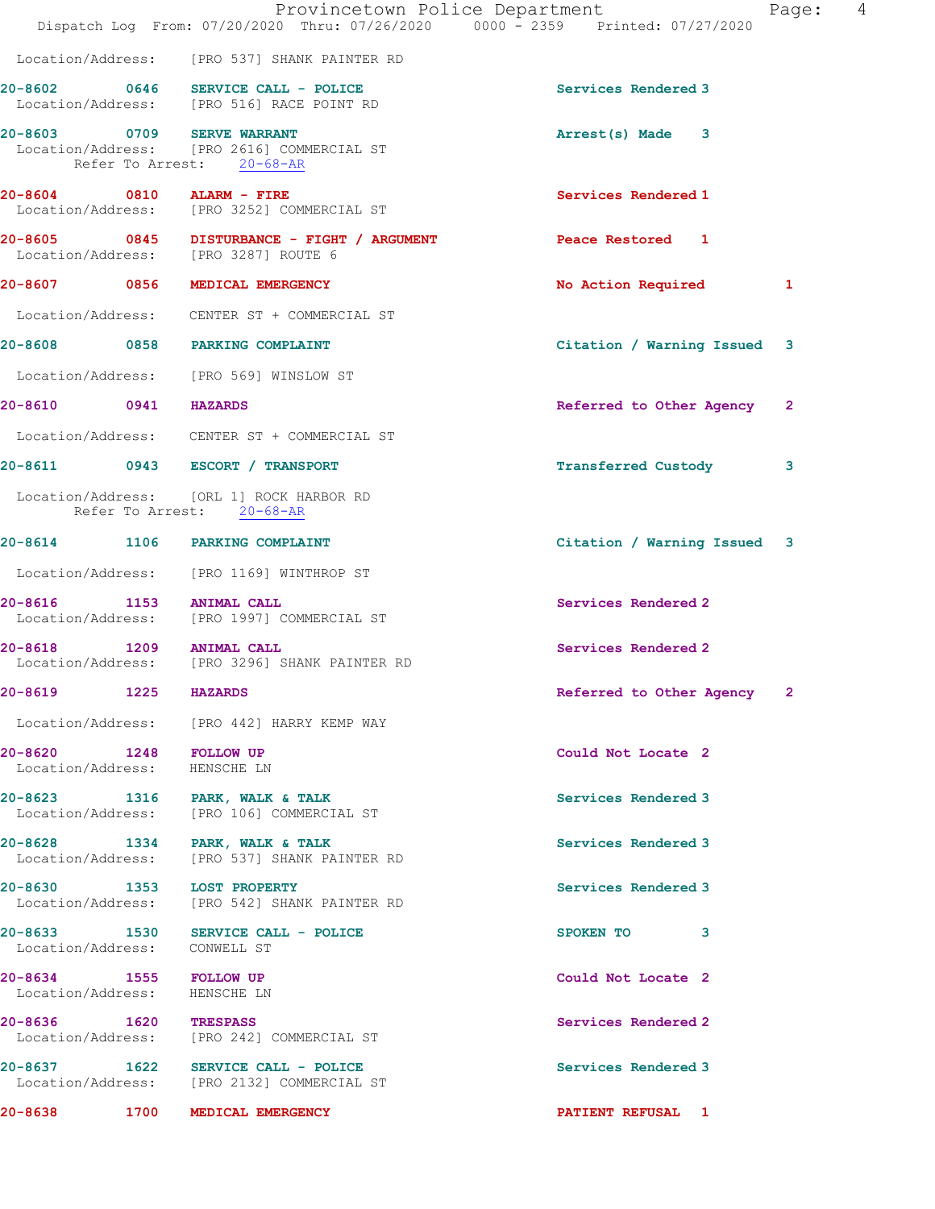Location/Address: [PRO 537] SHANK PAINTER RD

**20-8602 0646 SERVICE CALL - POLICE** Services Rendered 3
Location/Address: [PRO 516] RACE POINT RD

**20-8603 0709 SERVE WARRANT** Arrest(s) Made 3
Location/Address: [PRO 2616] COMMERCIAL ST
Refer To Arrest: 20-68-AR

**20-8604 0810 ALARM - FIRE** Services Rendered 1
Location/Address: [PRO 3252] COMMERCIAL ST

**20-8605 0845 DISTURBANCE - FIGHT / ARGUMENT** Peace Restored 1
Location/Address: [PRO 3287] ROUTE 6

**20-8607 0856 MEDICAL EMERGENCY** No Action Required 1
Location/Address: CENTER ST + COMMERCIAL ST

**20-8608 0858 PARKING COMPLAINT** Citation / Warning Issued 3
Location/Address: [PRO 569] WINSLOW ST

**20-8610 0941 HAZARDS** Referred to Other Agency 2
Location/Address: CENTER ST + COMMERCIAL ST

**20-8611 0943 ESCORT / TRANSPORT** Transferred Custody 3
Location/Address: [ORL 1] ROCK HARBOR RD
Refer To Arrest: 20-68-AR

**20-8614 1106 PARKING COMPLAINT** Citation / Warning Issued 3
Location/Address: [PRO 1169] WINTHROP ST

**20-8616 1153 ANIMAL CALL** Services Rendered 2
Location/Address: [PRO 1997] COMMERCIAL ST

**20-8618 1209 ANIMAL CALL** Services Rendered 2
Location/Address: [PRO 3296] SHANK PAINTER RD

**20-8619 1225 HAZARDS** Referred to Other Agency 2
Location/Address: [PRO 442] HARRY KEMP WAY

**20-8620 1248 FOLLOW UP** Could Not Locate 2
Location/Address: HENSCHE LN

**20-8623 1316 PARK, WALK & TALK** Services Rendered 3
Location/Address: [PRO 106] COMMERCIAL ST

**20-8628 1334 PARK, WALK & TALK** Services Rendered 3
Location/Address: [PRO 537] SHANK PAINTER RD

**20-8630 1353 LOST PROPERTY** Services Rendered 3
Location/Address: [PRO 542] SHANK PAINTER RD

**20-8633 1530 SERVICE CALL - POLICE** SPOKEN TO 3
Location/Address: CONWELL ST

**20-8634 1555 FOLLOW UP** Could Not Locate 2
Location/Address: HENSCHE LN

**20-8636 1620 TRESPASS** Services Rendered 2
Location/Address: [PRO 242] COMMERCIAL ST

**20-8637 1622 SERVICE CALL - POLICE** Services Rendered 3
Location/Address: [PRO 2132] COMMERCIAL ST

**20-8638 1700 MEDICAL EMERGENCY** PATIENT REFUSAL 1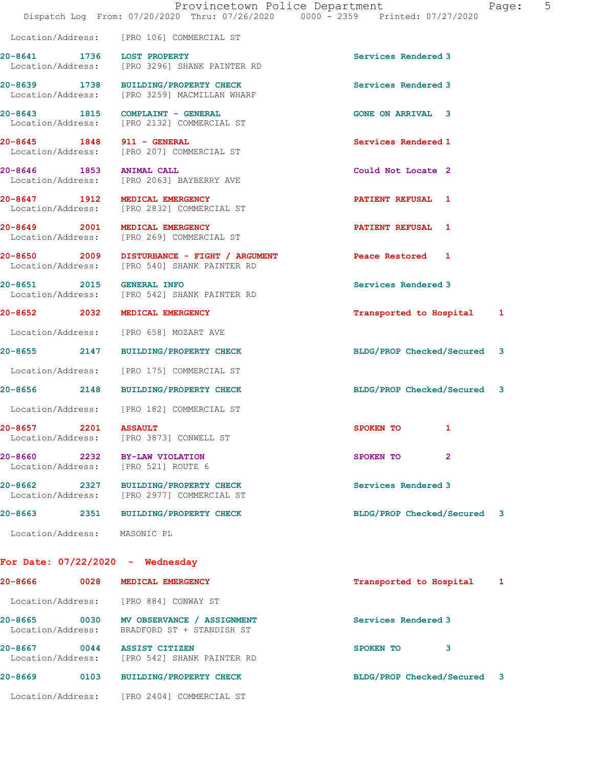Location/Address: [PRO 106] COMMERCIAL ST

| Call # | Time | Call Reason | Action | Priority |
|---|---|---|---|---|
| 20-8641 | 1736 | LOST PROPERTY | Services Rendered | 3 |
| | | Location/Address: [PRO 3296] SHANK PAINTER RD | | |
| 20-8639 | 1738 | BUILDING/PROPERTY CHECK | Services Rendered | 3 |
| | | Location/Address: [PRO 3259] MACMILLAN WHARF | | |
| 20-8643 | 1815 | COMPLAINT - GENERAL | GONE ON ARRIVAL | 3 |
| | | Location/Address: [PRO 2132] COMMERCIAL ST | | |
| 20-8645 | 1848 | 911 - GENERAL | Services Rendered | 1 |
| | | Location/Address: [PRO 207] COMMERCIAL ST | | |
| 20-8646 | 1853 | ANIMAL CALL | Could Not Locate | 2 |
| | | Location/Address: [PRO 2063] BAYBERRY AVE | | |
| 20-8647 | 1912 | MEDICAL EMERGENCY | PATIENT REFUSAL | 1 |
| | | Location/Address: [PRO 2832] COMMERCIAL ST | | |
| 20-8649 | 2001 | MEDICAL EMERGENCY | PATIENT REFUSAL | 1 |
| | | Location/Address: [PRO 269] COMMERCIAL ST | | |
| 20-8650 | 2009 | DISTURBANCE - FIGHT / ARGUMENT | Peace Restored | 1 |
| | | Location/Address: [PRO 540] SHANK PAINTER RD | | |
| 20-8651 | 2015 | GENERAL INFO | Services Rendered | 3 |
| | | Location/Address: [PRO 542] SHANK PAINTER RD | | |
| 20-8652 | 2032 | MEDICAL EMERGENCY | Transported to Hospital | 1 |
| | | Location/Address: [PRO 658] MOZART AVE | | |
| 20-8655 | 2147 | BUILDING/PROPERTY CHECK | BLDG/PROP Checked/Secured | 3 |
| | | Location/Address: [PRO 175] COMMERCIAL ST | | |
| 20-8656 | 2148 | BUILDING/PROPERTY CHECK | BLDG/PROP Checked/Secured | 3 |
| | | Location/Address: [PRO 182] COMMERCIAL ST | | |
| 20-8657 | 2201 | ASSAULT | SPOKEN TO | 1 |
| | | Location/Address: [PRO 3873] CONWELL ST | | |
| 20-8660 | 2232 | BY-LAW VIOLATION | SPOKEN TO | 2 |
| | | Location/Address: [PRO 521] ROUTE 6 | | |
| 20-8662 | 2327 | BUILDING/PROPERTY CHECK | Services Rendered | 3 |
| | | Location/Address: [PRO 2977] COMMERCIAL ST | | |
| 20-8663 | 2351 | BUILDING/PROPERTY CHECK | BLDG/PROP Checked/Secured | 3 |
| | | Location/Address: MASONIC PL | | |

## For Date: 07/22/2020 - Wednesday

| Call # | Time | Call Reason | Action | Priority |
|---|---|---|---|---|
| 20-8666 | 0028 | MEDICAL EMERGENCY | Transported to Hospital | 1 |
| | | Location/Address: [PRO 884] CONWAY ST | | |
| 20-8665 | 0030 | MV OBSERVANCE / ASSIGNMENT | Services Rendered | 3 |
| | | Location/Address: BRADFORD ST + STANDISH ST | | |
| 20-8667 | 0044 | ASSIST CITIZEN | SPOKEN TO | 3 |
| | | Location/Address: [PRO 542] SHANK PAINTER RD | | |
| 20-8669 | 0103 | BUILDING/PROPERTY CHECK | BLDG/PROP Checked/Secured | 3 |
| | | Location/Address: [PRO 2404] COMMERCIAL ST | | |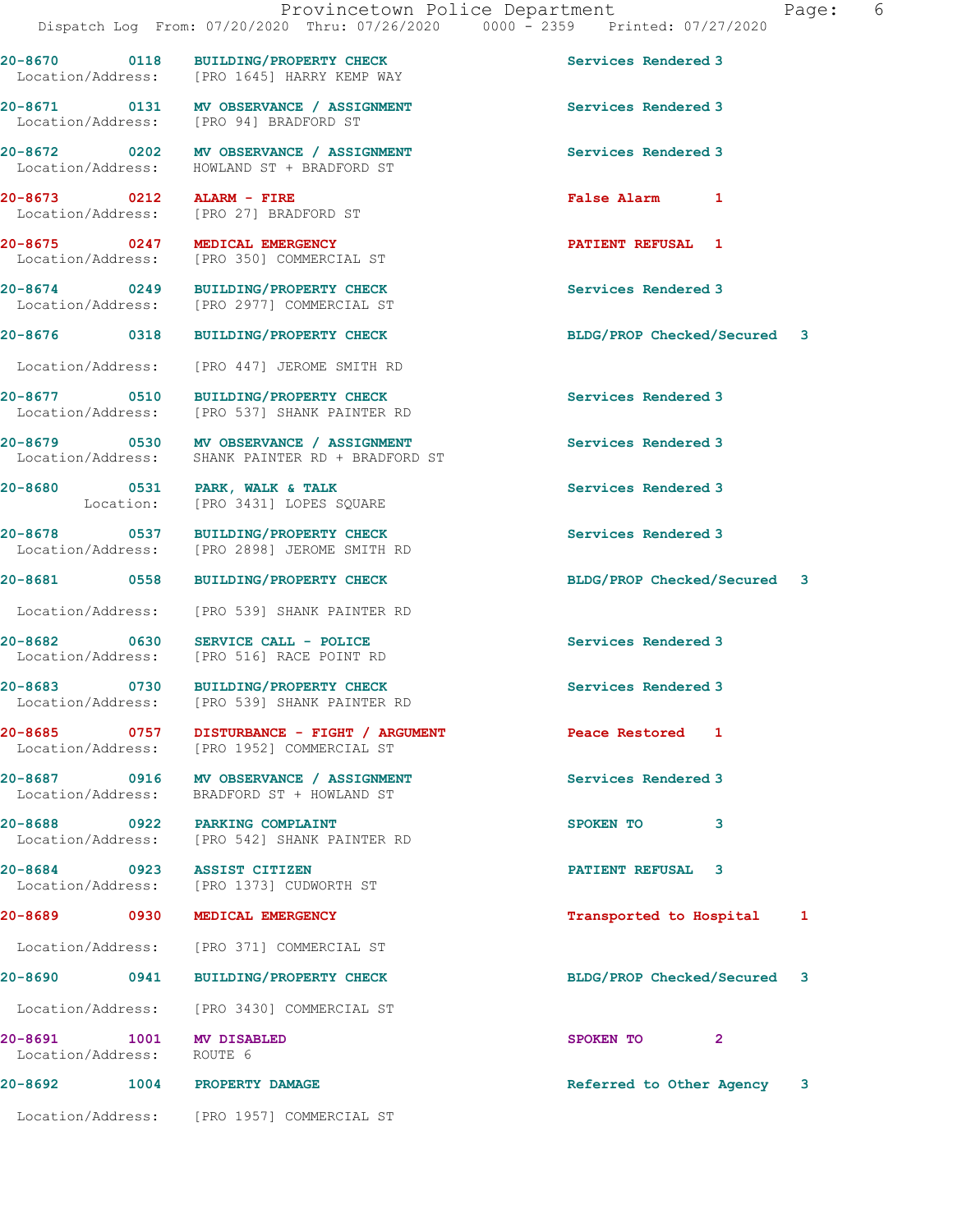| Call Number | Time | Call Reason | Action | Priority |
|---|---|---|---|---|
| 20-8670 | 0118 | BUILDING/PROPERTY CHECK | Services Rendered | 3 |
| Location/Address: | | [PRO 1645] HARRY KEMP WAY | | |
| 20-8671 | 0131 | MV OBSERVANCE / ASSIGNMENT | Services Rendered | 3 |
| Location/Address: | | [PRO 94] BRADFORD ST | | |
| 20-8672 | 0202 | MV OBSERVANCE / ASSIGNMENT | Services Rendered | 3 |
| Location/Address: | | HOWLAND ST + BRADFORD ST | | |
| 20-8673 | 0212 | ALARM - FIRE | False Alarm | 1 |
| Location/Address: | | [PRO 27] BRADFORD ST | | |
| 20-8675 | 0247 | MEDICAL EMERGENCY | PATIENT REFUSAL | 1 |
| Location/Address: | | [PRO 350] COMMERCIAL ST | | |
| 20-8674 | 0249 | BUILDING/PROPERTY CHECK | Services Rendered | 3 |
| Location/Address: | | [PRO 2977] COMMERCIAL ST | | |
| 20-8676 | 0318 | BUILDING/PROPERTY CHECK | BLDG/PROP Checked/Secured | 3 |
| Location/Address: | | [PRO 447] JEROME SMITH RD | | |
| 20-8677 | 0510 | BUILDING/PROPERTY CHECK | Services Rendered | 3 |
| Location/Address: | | [PRO 537] SHANK PAINTER RD | | |
| 20-8679 | 0530 | MV OBSERVANCE / ASSIGNMENT | Services Rendered | 3 |
| Location/Address: | | SHANK PAINTER RD + BRADFORD ST | | |
| 20-8680 | 0531 | PARK, WALK & TALK | Services Rendered | 3 |
| Location: | | [PRO 3431] LOPES SQUARE | | |
| 20-8678 | 0537 | BUILDING/PROPERTY CHECK | Services Rendered | 3 |
| Location/Address: | | [PRO 2898] JEROME SMITH RD | | |
| 20-8681 | 0558 | BUILDING/PROPERTY CHECK | BLDG/PROP Checked/Secured | 3 |
| Location/Address: | | [PRO 539] SHANK PAINTER RD | | |
| 20-8682 | 0630 | SERVICE CALL - POLICE | Services Rendered | 3 |
| Location/Address: | | [PRO 516] RACE POINT RD | | |
| 20-8683 | 0730 | BUILDING/PROPERTY CHECK | Services Rendered | 3 |
| Location/Address: | | [PRO 539] SHANK PAINTER RD | | |
| 20-8685 | 0757 | DISTURBANCE - FIGHT / ARGUMENT | Peace Restored | 1 |
| Location/Address: | | [PRO 1952] COMMERCIAL ST | | |
| 20-8687 | 0916 | MV OBSERVANCE / ASSIGNMENT | Services Rendered | 3 |
| Location/Address: | | BRADFORD ST + HOWLAND ST | | |
| 20-8688 | 0922 | PARKING COMPLAINT | SPOKEN TO | 3 |
| Location/Address: | | [PRO 542] SHANK PAINTER RD | | |
| 20-8684 | 0923 | ASSIST CITIZEN | PATIENT REFUSAL | 3 |
| Location/Address: | | [PRO 1373] CUDWORTH ST | | |
| 20-8689 | 0930 | MEDICAL EMERGENCY | Transported to Hospital | 1 |
| Location/Address: | | [PRO 371] COMMERCIAL ST | | |
| 20-8690 | 0941 | BUILDING/PROPERTY CHECK | BLDG/PROP Checked/Secured | 3 |
| Location/Address: | | [PRO 3430] COMMERCIAL ST | | |
| 20-8691 | 1001 | MV DISABLED | SPOKEN TO | 2 |
| Location/Address: | | ROUTE 6 | | |
| 20-8692 | 1004 | PROPERTY DAMAGE | Referred to Other Agency | 3 |
| Location/Address: | | [PRO 1957] COMMERCIAL ST | | |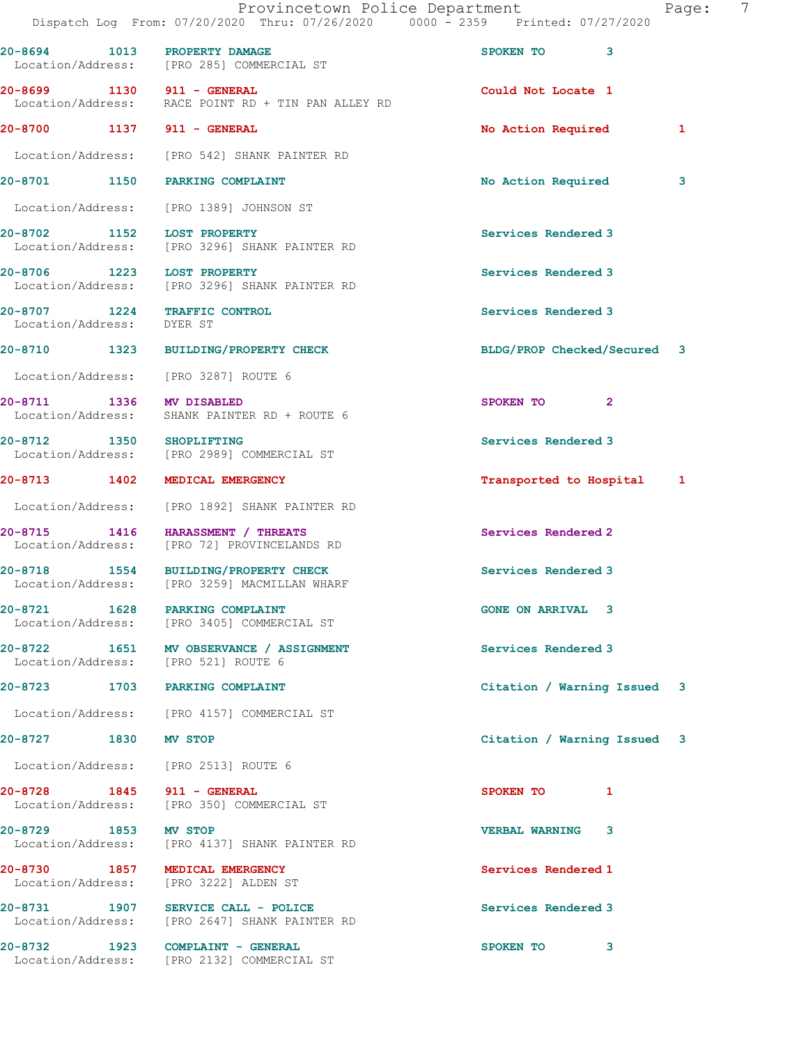| Call Number | Time | Call Reason | Action | Priority |
|---|---|---|---|---|
| 20-8694 | 1013 | PROPERTY DAMAGE | SPOKEN TO | 3 |
| Location/Address: | | [PRO 285] COMMERCIAL ST | | |
| 20-8699 | 1130 | 911 - GENERAL | Could Not Locate | 1 |
| Location/Address: | | RACE POINT RD + TIN PAN ALLEY RD | | |
| 20-8700 | 1137 | 911 - GENERAL | No Action Required | 1 |
| Location/Address: | | [PRO 542] SHANK PAINTER RD | | |
| 20-8701 | 1150 | PARKING COMPLAINT | No Action Required | 3 |
| Location/Address: | | [PRO 1389] JOHNSON ST | | |
| 20-8702 | 1152 | LOST PROPERTY | Services Rendered | 3 |
| Location/Address: | | [PRO 3296] SHANK PAINTER RD | | |
| 20-8706 | 1223 | LOST PROPERTY | Services Rendered | 3 |
| Location/Address: | | [PRO 3296] SHANK PAINTER RD | | |
| 20-8707 | 1224 | TRAFFIC CONTROL | Services Rendered | 3 |
| Location/Address: | | DYER ST | | |
| 20-8710 | 1323 | BUILDING/PROPERTY CHECK | BLDG/PROP Checked/Secured | 3 |
| Location/Address: | | [PRO 3287] ROUTE 6 | | |
| 20-8711 | 1336 | MV DISABLED | SPOKEN TO | 2 |
| Location/Address: | | SHANK PAINTER RD + ROUTE 6 | | |
| 20-8712 | 1350 | SHOPLIFTING | Services Rendered | 3 |
| Location/Address: | | [PRO 2989] COMMERCIAL ST | | |
| 20-8713 | 1402 | MEDICAL EMERGENCY | Transported to Hospital | 1 |
| Location/Address: | | [PRO 1892] SHANK PAINTER RD | | |
| 20-8715 | 1416 | HARASSMENT / THREATS | Services Rendered | 2 |
| Location/Address: | | [PRO 72] PROVINCELANDS RD | | |
| 20-8718 | 1554 | BUILDING/PROPERTY CHECK | Services Rendered | 3 |
| Location/Address: | | [PRO 3259] MACMILLAN WHARF | | |
| 20-8721 | 1628 | PARKING COMPLAINT | GONE ON ARRIVAL | 3 |
| Location/Address: | | [PRO 3405] COMMERCIAL ST | | |
| 20-8722 | 1651 | MV OBSERVANCE / ASSIGNMENT | Services Rendered | 3 |
| Location/Address: | | [PRO 521] ROUTE 6 | | |
| 20-8723 | 1703 | PARKING COMPLAINT | Citation / Warning Issued | 3 |
| Location/Address: | | [PRO 4157] COMMERCIAL ST | | |
| 20-8727 | 1830 | MV STOP | Citation / Warning Issued | 3 |
| Location/Address: | | [PRO 2513] ROUTE 6 | | |
| 20-8728 | 1845 | 911 - GENERAL | SPOKEN TO | 1 |
| Location/Address: | | [PRO 350] COMMERCIAL ST | | |
| 20-8729 | 1853 | MV STOP | VERBAL WARNING | 3 |
| Location/Address: | | [PRO 4137] SHANK PAINTER RD | | |
| 20-8730 | 1857 | MEDICAL EMERGENCY | Services Rendered | 1 |
| Location/Address: | | [PRO 3222] ALDEN ST | | |
| 20-8731 | 1907 | SERVICE CALL - POLICE | Services Rendered | 3 |
| Location/Address: | | [PRO 2647] SHANK PAINTER RD | | |
| 20-8732 | 1923 | COMPLAINT - GENERAL | SPOKEN TO | 3 |
| Location/Address: | | [PRO 2132] COMMERCIAL ST | | |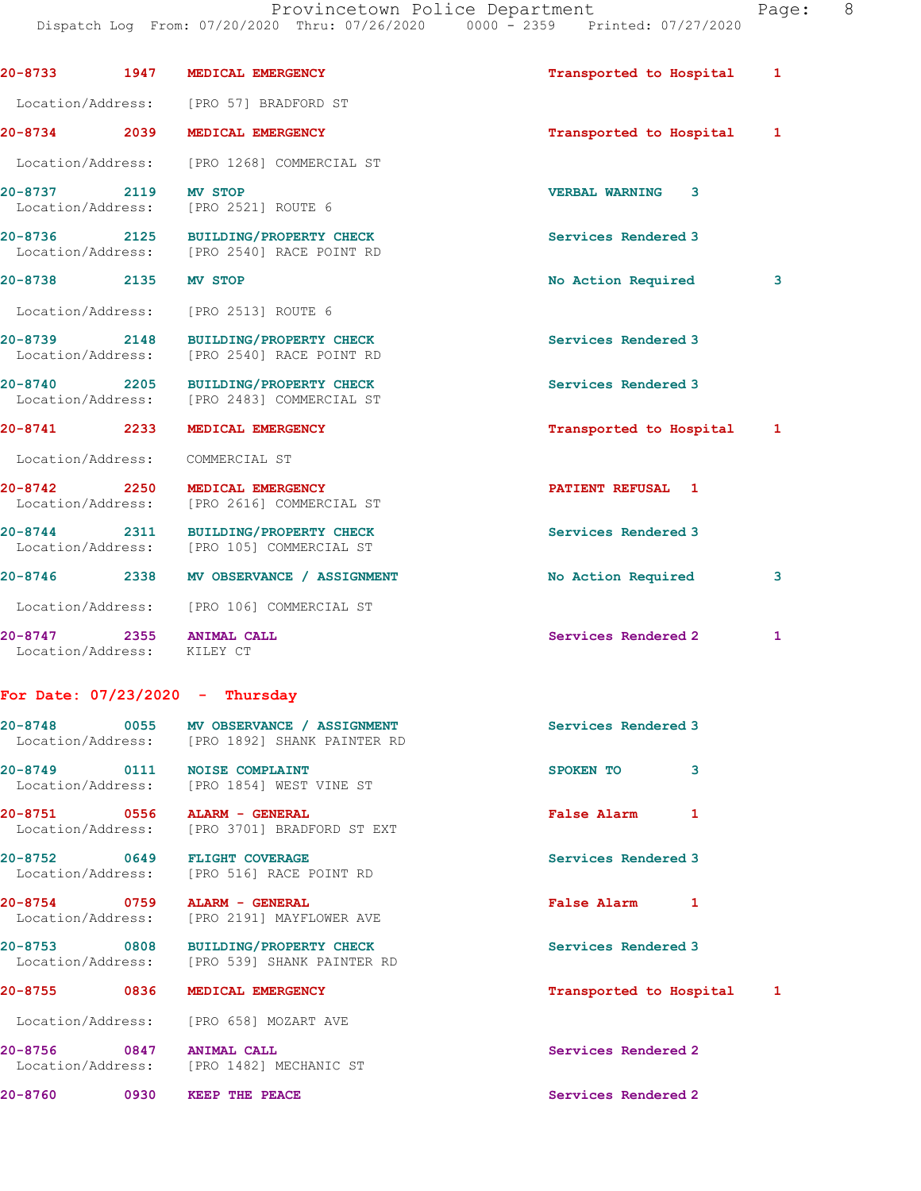| Call Number | Time | Call Reason | Action | Priority |
|---|---|---|---|---|
| 20-8733 | 1947 | MEDICAL EMERGENCY | Transported to Hospital | 1 |
| Location/Address: | | [PRO 57] BRADFORD ST | | |
| 20-8734 | 2039 | MEDICAL EMERGENCY | Transported to Hospital | 1 |
| Location/Address: | | [PRO 1268] COMMERCIAL ST | | |
| 20-8737 | 2119 | MV STOP | VERBAL WARNING | 3 |
| Location/Address: | | [PRO 2521] ROUTE 6 | | |
| 20-8736 | 2125 | BUILDING/PROPERTY CHECK | Services Rendered | 3 |
| Location/Address: | | [PRO 2540] RACE POINT RD | | |
| 20-8738 | 2135 | MV STOP | No Action Required | 3 |
| Location/Address: | | [PRO 2513] ROUTE 6 | | |
| 20-8739 | 2148 | BUILDING/PROPERTY CHECK | Services Rendered | 3 |
| Location/Address: | | [PRO 2540] RACE POINT RD | | |
| 20-8740 | 2205 | BUILDING/PROPERTY CHECK | Services Rendered | 3 |
| Location/Address: | | [PRO 2483] COMMERCIAL ST | | |
| 20-8741 | 2233 | MEDICAL EMERGENCY | Transported to Hospital | 1 |
| Location/Address: | | COMMERCIAL ST | | |
| 20-8742 | 2250 | MEDICAL EMERGENCY | PATIENT REFUSAL | 1 |
| Location/Address: | | [PRO 2616] COMMERCIAL ST | | |
| 20-8744 | 2311 | BUILDING/PROPERTY CHECK | Services Rendered | 3 |
| Location/Address: | | [PRO 105] COMMERCIAL ST | | |
| 20-8746 | 2338 | MV OBSERVANCE / ASSIGNMENT | No Action Required | 3 |
| Location/Address: | | [PRO 106] COMMERCIAL ST | | |
| 20-8747 | 2355 | ANIMAL CALL | Services Rendered 2 | 1 |
| Location/Address: | | KILEY CT | | |

**For Date: 07/23/2020 - Thursday**

| Call Number | Time | Call Reason | Action | Priority |
|---|---|---|---|---|
| 20-8748 | 0055 | MV OBSERVANCE / ASSIGNMENT | Services Rendered | 3 |
| Location/Address: | | [PRO 1892] SHANK PAINTER RD | | |
| 20-8749 | 0111 | NOISE COMPLAINT | SPOKEN TO | 3 |
| Location/Address: | | [PRO 1854] WEST VINE ST | | |
| 20-8751 | 0556 | ALARM - GENERAL | False Alarm | 1 |
| Location/Address: | | [PRO 3701] BRADFORD ST EXT | | |
| 20-8752 | 0649 | FLIGHT COVERAGE | Services Rendered | 3 |
| Location/Address: | | [PRO 516] RACE POINT RD | | |
| 20-8754 | 0759 | ALARM - GENERAL | False Alarm | 1 |
| Location/Address: | | [PRO 2191] MAYFLOWER AVE | | |
| 20-8753 | 0808 | BUILDING/PROPERTY CHECK | Services Rendered | 3 |
| Location/Address: | | [PRO 539] SHANK PAINTER RD | | |
| 20-8755 | 0836 | MEDICAL EMERGENCY | Transported to Hospital | 1 |
| Location/Address: | | [PRO 658] MOZART AVE | | |
| 20-8756 | 0847 | ANIMAL CALL | Services Rendered | 2 |
| Location/Address: | | [PRO 1482] MECHANIC ST | | |
| 20-8760 | 0930 | KEEP THE PEACE | Services Rendered | 2 |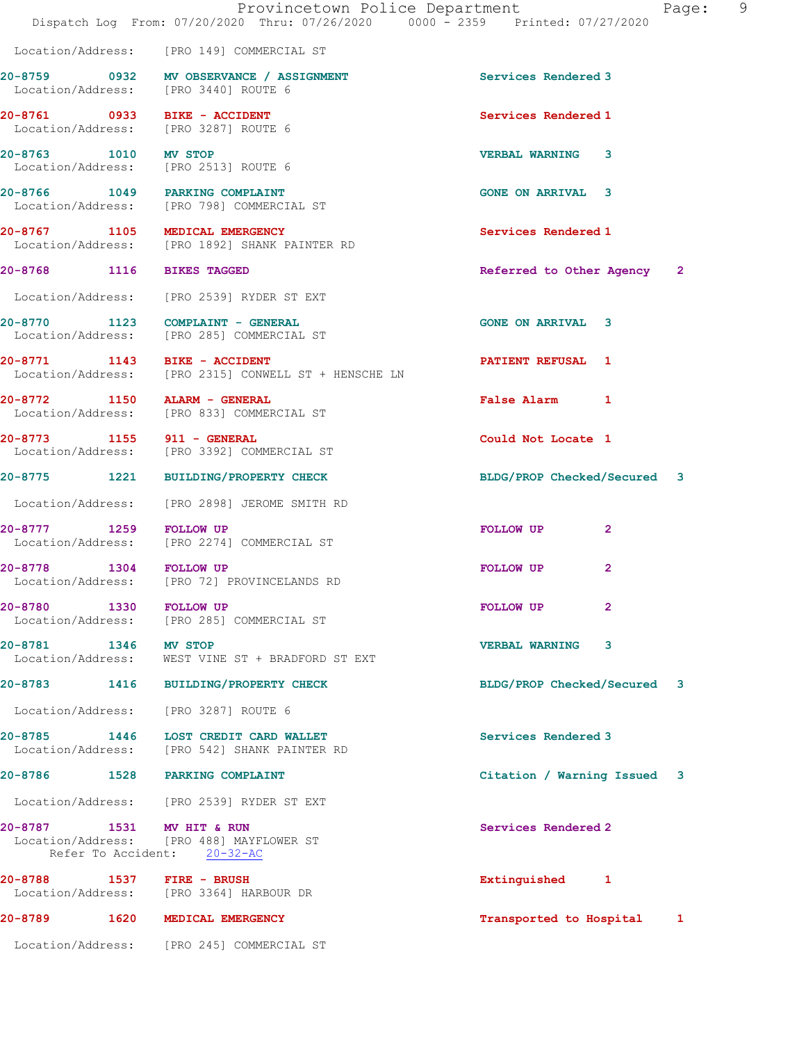Location/Address: [PRO 149] COMMERCIAL ST

| Call # | Time | Call Reason | Action | Priority |
|---|---|---|---|---|
| 20-8759 | 0932 | MV OBSERVANCE / ASSIGNMENT | Services Rendered | 3 |
| | | Location/Address: [PRO 3440] ROUTE 6 | | |
| 20-8761 | 0933 | BIKE - ACCIDENT | Services Rendered | 1 |
| | | Location/Address: [PRO 3287] ROUTE 6 | | |
| 20-8763 | 1010 | MV STOP | VERBAL WARNING | 3 |
| | | Location/Address: [PRO 2513] ROUTE 6 | | |
| 20-8766 | 1049 | PARKING COMPLAINT | GONE ON ARRIVAL | 3 |
| | | Location/Address: [PRO 798] COMMERCIAL ST | | |
| 20-8767 | 1105 | MEDICAL EMERGENCY | Services Rendered | 1 |
| | | Location/Address: [PRO 1892] SHANK PAINTER RD | | |
| 20-8768 | 1116 | BIKES TAGGED | Referred to Other Agency | 2 |
| | | Location/Address: [PRO 2539] RYDER ST EXT | | |
| 20-8770 | 1123 | COMPLAINT - GENERAL | GONE ON ARRIVAL | 3 |
| | | Location/Address: [PRO 285] COMMERCIAL ST | | |
| 20-8771 | 1143 | BIKE - ACCIDENT | PATIENT REFUSAL | 1 |
| | | Location/Address: [PRO 2315] CONWELL ST + HENSCHE LN | | |
| 20-8772 | 1150 | ALARM - GENERAL | False Alarm | 1 |
| | | Location/Address: [PRO 833] COMMERCIAL ST | | |
| 20-8773 | 1155 | 911 - GENERAL | Could Not Locate | 1 |
| | | Location/Address: [PRO 3392] COMMERCIAL ST | | |
| 20-8775 | 1221 | BUILDING/PROPERTY CHECK | BLDG/PROP Checked/Secured | 3 |
| | | Location/Address: [PRO 2898] JEROME SMITH RD | | |
| 20-8777 | 1259 | FOLLOW UP | FOLLOW UP | 2 |
| | | Location/Address: [PRO 2274] COMMERCIAL ST | | |
| 20-8778 | 1304 | FOLLOW UP | FOLLOW UP | 2 |
| | | Location/Address: [PRO 72] PROVINCELANDS RD | | |
| 20-8780 | 1330 | FOLLOW UP | FOLLOW UP | 2 |
| | | Location/Address: [PRO 285] COMMERCIAL ST | | |
| 20-8781 | 1346 | MV STOP | VERBAL WARNING | 3 |
| | | Location/Address: WEST VINE ST + BRADFORD ST EXT | | |
| 20-8783 | 1416 | BUILDING/PROPERTY CHECK | BLDG/PROP Checked/Secured | 3 |
| | | Location/Address: [PRO 3287] ROUTE 6 | | |
| 20-8785 | 1446 | LOST CREDIT CARD WALLET | Services Rendered | 3 |
| | | Location/Address: [PRO 542] SHANK PAINTER RD | | |
| 20-8786 | 1528 | PARKING COMPLAINT | Citation / Warning Issued | 3 |
| | | Location/Address: [PRO 2539] RYDER ST EXT | | |
| 20-8787 | 1531 | MV HIT & RUN | Services Rendered | 2 |
| | | Location/Address: [PRO 488] MAYFLOWER ST<br>Refer To Accident: 20-32-AC | | |
| 20-8788 | 1537 | FIRE - BRUSH | Extinguished | 1 |
| | | Location/Address: [PRO 3364] HARBOUR DR | | |
| 20-8789 | 1620 | MEDICAL EMERGENCY | Transported to Hospital | 1 |
| | | Location/Address: [PRO 245] COMMERCIAL ST | | |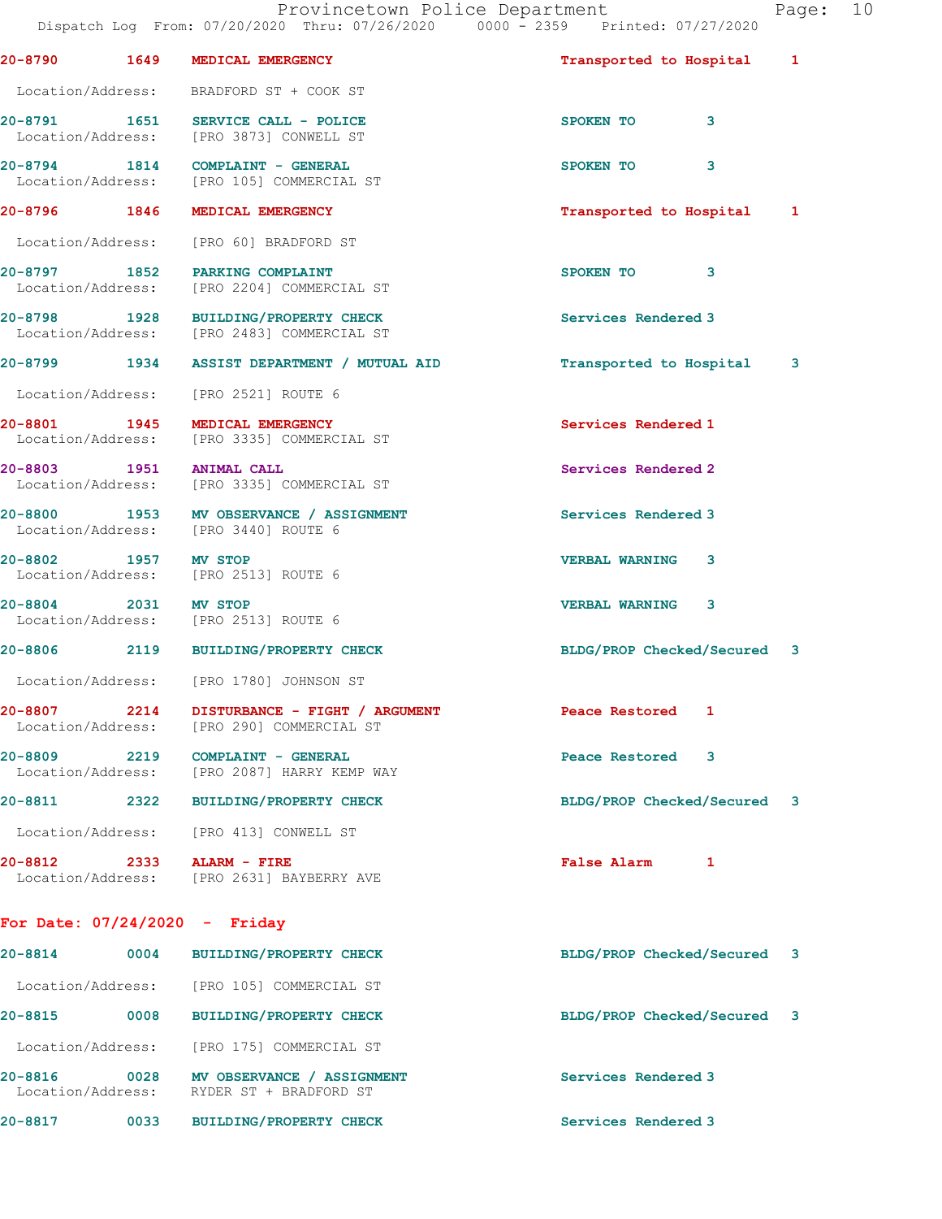| Call Number | Time | Call Reason | Action | Priority |
|---|---|---|---|---|
| 20-8790 | 1649 | MEDICAL EMERGENCY | Transported to Hospital | 1 |
| Location/Address: | | BRADFORD ST + COOK ST | | |
| 20-8791 | 1651 | SERVICE CALL - POLICE | SPOKEN TO | 3 |
| Location/Address: | | [PRO 3873] CONWELL ST | | |
| 20-8794 | 1814 | COMPLAINT - GENERAL | SPOKEN TO | 3 |
| Location/Address: | | [PRO 105] COMMERCIAL ST | | |
| 20-8796 | 1846 | MEDICAL EMERGENCY | Transported to Hospital | 1 |
| Location/Address: | | [PRO 60] BRADFORD ST | | |
| 20-8797 | 1852 | PARKING COMPLAINT | SPOKEN TO | 3 |
| Location/Address: | | [PRO 2204] COMMERCIAL ST | | |
| 20-8798 | 1928 | BUILDING/PROPERTY CHECK | Services Rendered | 3 |
| Location/Address: | | [PRO 2483] COMMERCIAL ST | | |
| 20-8799 | 1934 | ASSIST DEPARTMENT / MUTUAL AID | Transported to Hospital | 3 |
| Location/Address: | | [PRO 2521] ROUTE 6 | | |
| 20-8801 | 1945 | MEDICAL EMERGENCY | Services Rendered | 1 |
| Location/Address: | | [PRO 3335] COMMERCIAL ST | | |
| 20-8803 | 1951 | ANIMAL CALL | Services Rendered | 2 |
| Location/Address: | | [PRO 3335] COMMERCIAL ST | | |
| 20-8800 | 1953 | MV OBSERVANCE / ASSIGNMENT | Services Rendered | 3 |
| Location/Address: | | [PRO 3440] ROUTE 6 | | |
| 20-8802 | 1957 | MV STOP | VERBAL WARNING | 3 |
| Location/Address: | | [PRO 2513] ROUTE 6 | | |
| 20-8804 | 2031 | MV STOP | VERBAL WARNING | 3 |
| Location/Address: | | [PRO 2513] ROUTE 6 | | |
| 20-8806 | 2119 | BUILDING/PROPERTY CHECK | BLDG/PROP Checked/Secured | 3 |
| Location/Address: | | [PRO 1780] JOHNSON ST | | |
| 20-8807 | 2214 | DISTURBANCE - FIGHT / ARGUMENT | Peace Restored | 1 |
| Location/Address: | | [PRO 290] COMMERCIAL ST | | |
| 20-8809 | 2219 | COMPLAINT - GENERAL | Peace Restored | 3 |
| Location/Address: | | [PRO 2087] HARRY KEMP WAY | | |
| 20-8811 | 2322 | BUILDING/PROPERTY CHECK | BLDG/PROP Checked/Secured | 3 |
| Location/Address: | | [PRO 413] CONWELL ST | | |
| 20-8812 | 2333 | ALARM - FIRE | False Alarm | 1 |
| Location/Address: | | [PRO 2631] BAYBERRY AVE | | |

**For Date: 07/24/2020 - Friday**

| Call Number | Time | Call Reason | Action | Priority |
|---|---|---|---|---|
| 20-8814 | 0004 | BUILDING/PROPERTY CHECK | BLDG/PROP Checked/Secured | 3 |
| Location/Address: | | [PRO 105] COMMERCIAL ST | | |
| 20-8815 | 0008 | BUILDING/PROPERTY CHECK | BLDG/PROP Checked/Secured | 3 |
| Location/Address: | | [PRO 175] COMMERCIAL ST | | |
| 20-8816 | 0028 | MV OBSERVANCE / ASSIGNMENT | Services Rendered | 3 |
| Location/Address: | | RYDER ST + BRADFORD ST | | |
| 20-8817 | 0033 | BUILDING/PROPERTY CHECK | Services Rendered | 3 |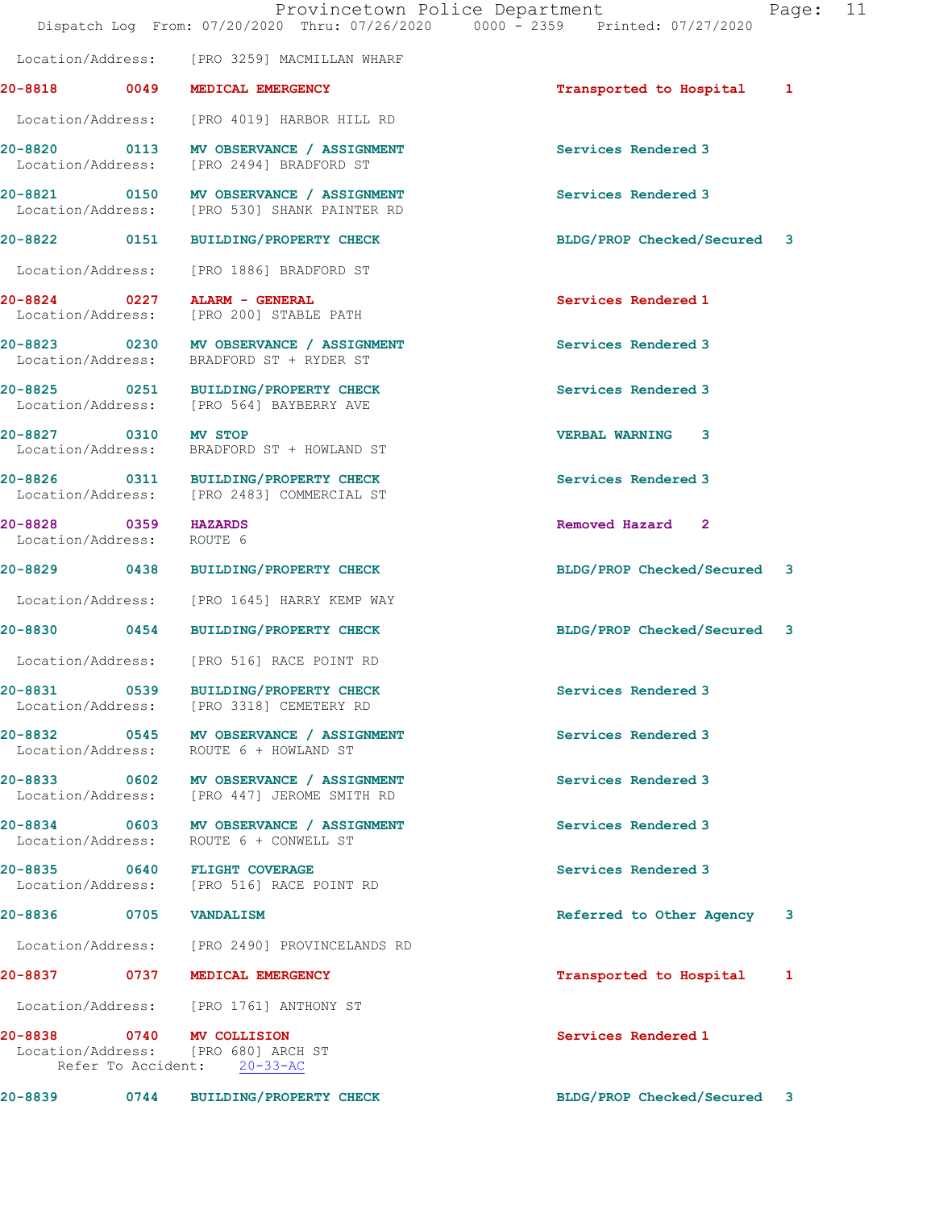Location/Address: [PRO 3259] MACMILLAN WHARF

| Call # | Time | Call Reason | Action | Priority |
|---|---|---|---|---|
| 20-8818 | 0049 | MEDICAL EMERGENCY | Transported to Hospital | 1 |

Location/Address: [PRO 4019] HARBOR HILL RD

| Call # | Time | Call Reason | Action | Priority |
|---|---|---|---|---|
| 20-8820 | 0113 | MV OBSERVANCE / ASSIGNMENT | Services Rendered | 3 |

Location/Address: [PRO 2494] BRADFORD ST

| Call # | Time | Call Reason | Action | Priority |
|---|---|---|---|---|
| 20-8821 | 0150 | MV OBSERVANCE / ASSIGNMENT | Services Rendered | 3 |

Location/Address: [PRO 530] SHANK PAINTER RD

| Call # | Time | Call Reason | Action | Priority |
|---|---|---|---|---|
| 20-8822 | 0151 | BUILDING/PROPERTY CHECK | BLDG/PROP Checked/Secured | 3 |

Location/Address: [PRO 1886] BRADFORD ST

| Call # | Time | Call Reason | Action | Priority |
|---|---|---|---|---|
| 20-8824 | 0227 | ALARM - GENERAL | Services Rendered | 1 |

Location/Address: [PRO 200] STABLE PATH

| Call # | Time | Call Reason | Action | Priority |
|---|---|---|---|---|
| 20-8823 | 0230 | MV OBSERVANCE / ASSIGNMENT | Services Rendered | 3 |

Location/Address: BRADFORD ST + RYDER ST

| Call # | Time | Call Reason | Action | Priority |
|---|---|---|---|---|
| 20-8825 | 0251 | BUILDING/PROPERTY CHECK | Services Rendered | 3 |

Location/Address: [PRO 564] BAYBERRY AVE

| Call # | Time | Call Reason | Action | Priority |
|---|---|---|---|---|
| 20-8827 | 0310 | MV STOP | VERBAL WARNING | 3 |

Location/Address: BRADFORD ST + HOWLAND ST

| Call # | Time | Call Reason | Action | Priority |
|---|---|---|---|---|
| 20-8826 | 0311 | BUILDING/PROPERTY CHECK | Services Rendered | 3 |

Location/Address: [PRO 2483] COMMERCIAL ST

| Call # | Time | Call Reason | Action | Priority |
|---|---|---|---|---|
| 20-8828 | 0359 | HAZARDS | Removed Hazard | 2 |

Location/Address: ROUTE 6

| Call # | Time | Call Reason | Action | Priority |
|---|---|---|---|---|
| 20-8829 | 0438 | BUILDING/PROPERTY CHECK | BLDG/PROP Checked/Secured | 3 |

Location/Address: [PRO 1645] HARRY KEMP WAY

| Call # | Time | Call Reason | Action | Priority |
|---|---|---|---|---|
| 20-8830 | 0454 | BUILDING/PROPERTY CHECK | BLDG/PROP Checked/Secured | 3 |

Location/Address: [PRO 516] RACE POINT RD

| Call # | Time | Call Reason | Action | Priority |
|---|---|---|---|---|
| 20-8831 | 0539 | BUILDING/PROPERTY CHECK | Services Rendered | 3 |

Location/Address: [PRO 3318] CEMETERY RD

| Call # | Time | Call Reason | Action | Priority |
|---|---|---|---|---|
| 20-8832 | 0545 | MV OBSERVANCE / ASSIGNMENT | Services Rendered | 3 |

Location/Address: ROUTE 6 + HOWLAND ST

| Call # | Time | Call Reason | Action | Priority |
|---|---|---|---|---|
| 20-8833 | 0602 | MV OBSERVANCE / ASSIGNMENT | Services Rendered | 3 |

Location/Address: [PRO 447] JEROME SMITH RD

| Call # | Time | Call Reason | Action | Priority |
|---|---|---|---|---|
| 20-8834 | 0603 | MV OBSERVANCE / ASSIGNMENT | Services Rendered | 3 |

Location/Address: ROUTE 6 + CONWELL ST

| Call # | Time | Call Reason | Action | Priority |
|---|---|---|---|---|
| 20-8835 | 0640 | FLIGHT COVERAGE | Services Rendered | 3 |

Location/Address: [PRO 516] RACE POINT RD

| Call # | Time | Call Reason | Action | Priority |
|---|---|---|---|---|
| 20-8836 | 0705 | VANDALISM | Referred to Other Agency | 3 |

Location/Address: [PRO 2490] PROVINCELANDS RD

| Call # | Time | Call Reason | Action | Priority |
|---|---|---|---|---|
| 20-8837 | 0737 | MEDICAL EMERGENCY | Transported to Hospital | 1 |

Location/Address: [PRO 1761] ANTHONY ST

| Call # | Time | Call Reason | Action | Priority |
|---|---|---|---|---|
| 20-8838 | 0740 | MV COLLISION | Services Rendered | 1 |

Location/Address: [PRO 680] ARCH ST
Refer To Accident: 20-33-AC

| Call # | Time | Call Reason | Action | Priority |
|---|---|---|---|---|
| 20-8839 | 0744 | BUILDING/PROPERTY CHECK | BLDG/PROP Checked/Secured | 3 |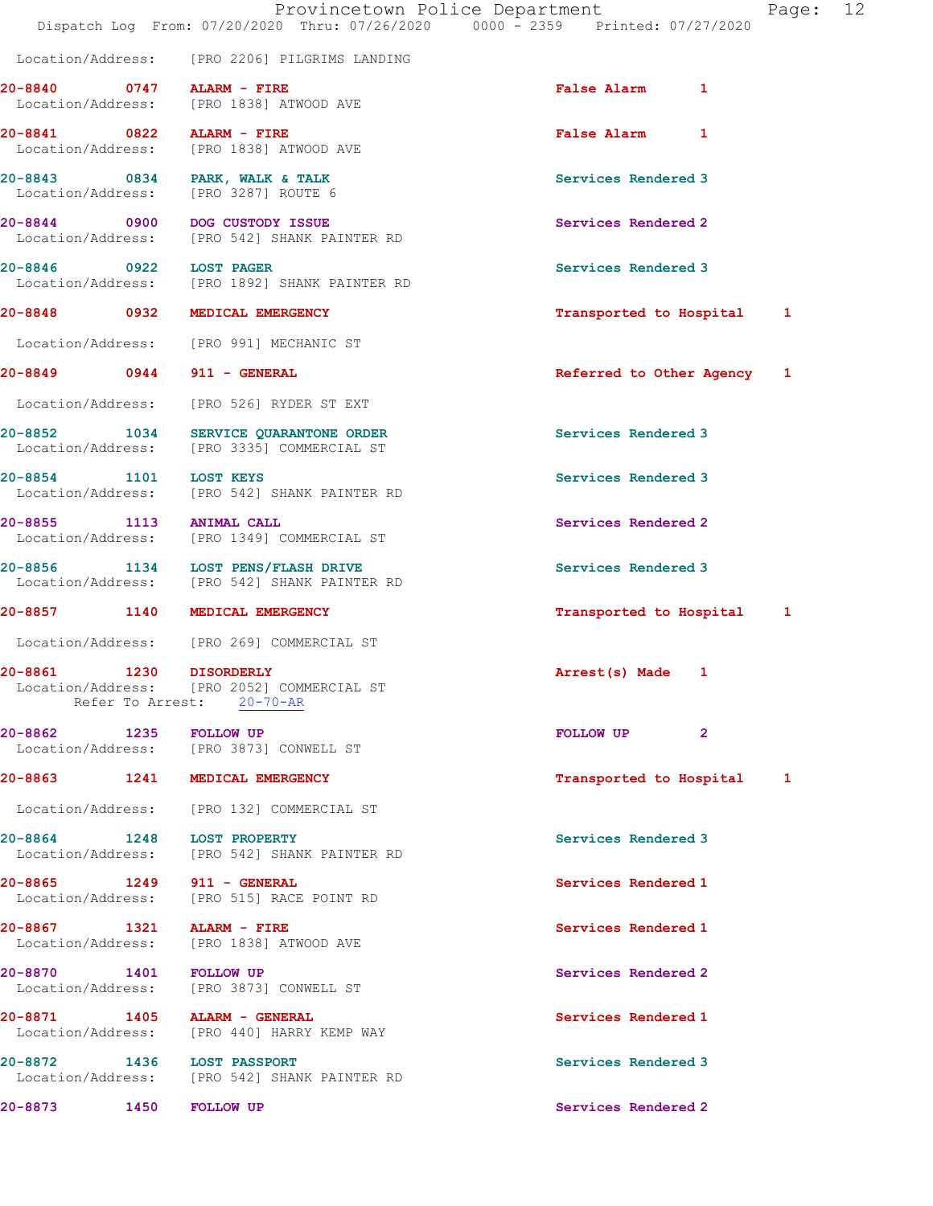Location/Address: [PRO 2206] PILGRIMS LANDING

**20-8840 0747 ALARM - FIRE** False Alarm 1
Location/Address: [PRO 1838] ATWOOD AVE

**20-8841 0822 ALARM - FIRE** False Alarm 1
Location/Address: [PRO 1838] ATWOOD AVE

**20-8843 0834 PARK, WALK & TALK** Services Rendered 3
Location/Address: [PRO 3287] ROUTE 6

**20-8844 0900 DOG CUSTODY ISSUE** Services Rendered 2
Location/Address: [PRO 542] SHANK PAINTER RD

**20-8846 0922 LOST PAGER** Services Rendered 3
Location/Address: [PRO 1892] SHANK PAINTER RD

**20-8848 0932 MEDICAL EMERGENCY** Transported to Hospital 1
Location/Address: [PRO 991] MECHANIC ST

**20-8849 0944 911 - GENERAL** Referred to Other Agency 1
Location/Address: [PRO 526] RYDER ST EXT

**20-8852 1034 SERVICE QUARANTONE ORDER** Services Rendered 3
Location/Address: [PRO 3335] COMMERCIAL ST

**20-8854 1101 LOST KEYS** Services Rendered 3
Location/Address: [PRO 542] SHANK PAINTER RD

**20-8855 1113 ANIMAL CALL** Services Rendered 2
Location/Address: [PRO 1349] COMMERCIAL ST

**20-8856 1134 LOST PENS/FLASH DRIVE** Services Rendered 3
Location/Address: [PRO 542] SHANK PAINTER RD

**20-8857 1140 MEDICAL EMERGENCY** Transported to Hospital 1
Location/Address: [PRO 269] COMMERCIAL ST

**20-8861 1230 DISORDERLY** Arrest(s) Made 1
Location/Address: [PRO 2052] COMMERCIAL ST
Refer To Arrest: 20-70-AR

**20-8862 1235 FOLLOW UP** FOLLOW UP 2
Location/Address: [PRO 3873] CONWELL ST

**20-8863 1241 MEDICAL EMERGENCY** Transported to Hospital 1
Location/Address: [PRO 132] COMMERCIAL ST

**20-8864 1248 LOST PROPERTY** Services Rendered 3
Location/Address: [PRO 542] SHANK PAINTER RD

**20-8865 1249 911 - GENERAL** Services Rendered 1
Location/Address: [PRO 515] RACE POINT RD

**20-8867 1321 ALARM - FIRE** Services Rendered 1
Location/Address: [PRO 1838] ATWOOD AVE

**20-8870 1401 FOLLOW UP** Services Rendered 2
Location/Address: [PRO 3873] CONWELL ST

**20-8871 1405 ALARM - GENERAL** Services Rendered 1
Location/Address: [PRO 440] HARRY KEMP WAY

**20-8872 1436 LOST PASSPORT** Services Rendered 3
Location/Address: [PRO 542] SHANK PAINTER RD

**20-8873 1450 FOLLOW UP** Services Rendered 2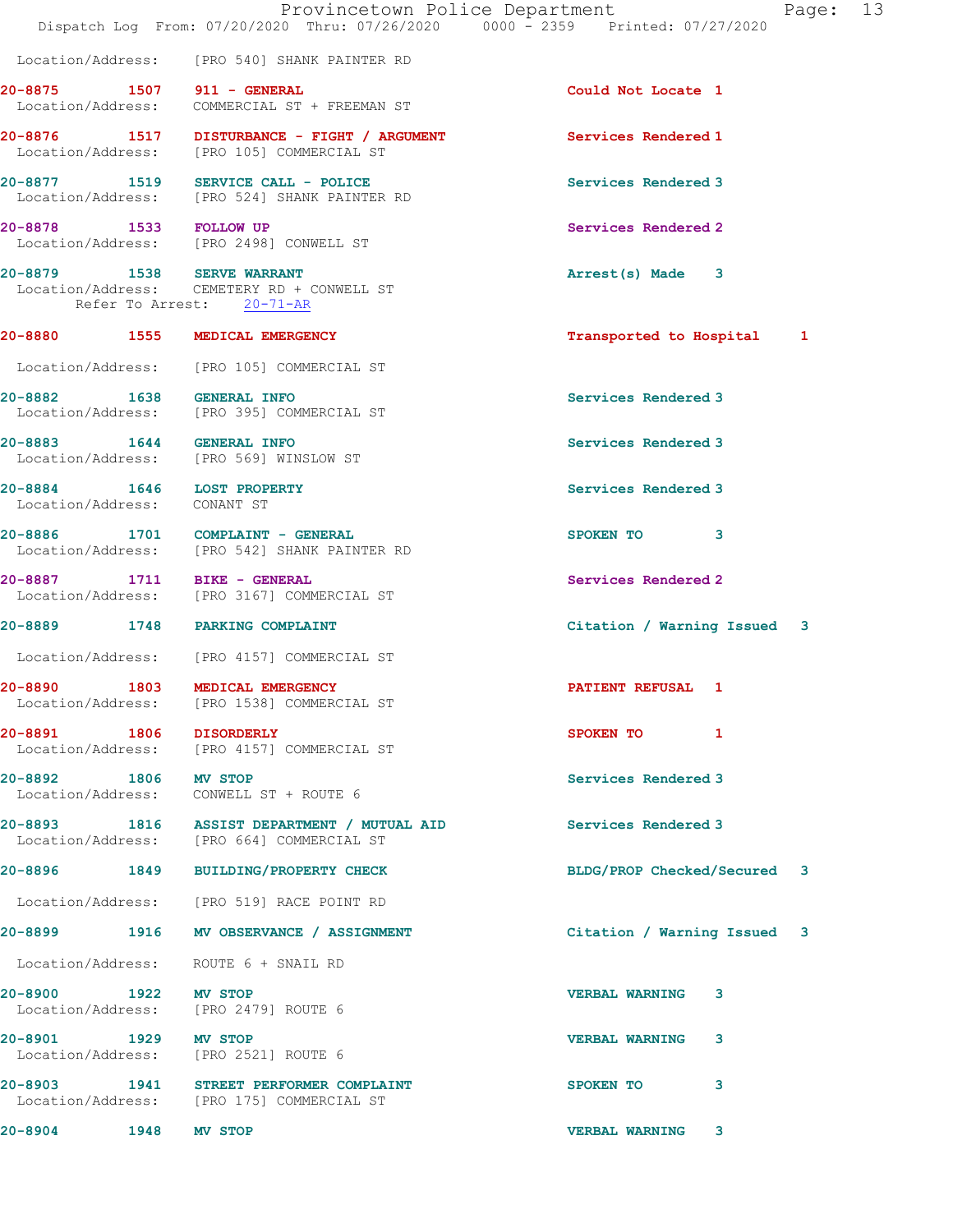Location/Address: [PRO 540] SHANK PAINTER RD

| Call # | Time | Call Type | Action | Priority |
|---|---|---|---|---|
| 20-8875 | 1507 | 911 - GENERAL | Could Not Locate | 1 |
| | | Location/Address: COMMERCIAL ST + FREEMAN ST | | |
| 20-8876 | 1517 | DISTURBANCE - FIGHT / ARGUMENT | Services Rendered | 1 |
| | | Location/Address: [PRO 105] COMMERCIAL ST | | |
| 20-8877 | 1519 | SERVICE CALL - POLICE | Services Rendered | 3 |
| | | Location/Address: [PRO 524] SHANK PAINTER RD | | |
| 20-8878 | 1533 | FOLLOW UP | Services Rendered | 2 |
| | | Location/Address: [PRO 2498] CONWELL ST | | |
| 20-8879 | 1538 | SERVE WARRANT | Arrest(s) Made | 3 |
| | | Location/Address: CEMETERY RD + CONWELL ST | | |
| | | Refer To Arrest: 20-71-AR | | |
| 20-8880 | 1555 | MEDICAL EMERGENCY | Transported to Hospital | 1 |
| | | Location/Address: [PRO 105] COMMERCIAL ST | | |
| 20-8882 | 1638 | GENERAL INFO | Services Rendered | 3 |
| | | Location/Address: [PRO 395] COMMERCIAL ST | | |
| 20-8883 | 1644 | GENERAL INFO | Services Rendered | 3 |
| | | Location/Address: [PRO 569] WINSLOW ST | | |
| 20-8884 | 1646 | LOST PROPERTY | Services Rendered | 3 |
| | | Location/Address: CONANT ST | | |
| 20-8886 | 1701 | COMPLAINT - GENERAL | SPOKEN TO | 3 |
| | | Location/Address: [PRO 542] SHANK PAINTER RD | | |
| 20-8887 | 1711 | BIKE - GENERAL | Services Rendered | 2 |
| | | Location/Address: [PRO 3167] COMMERCIAL ST | | |
| 20-8889 | 1748 | PARKING COMPLAINT | Citation / Warning Issued | 3 |
| | | Location/Address: [PRO 4157] COMMERCIAL ST | | |
| 20-8890 | 1803 | MEDICAL EMERGENCY | PATIENT REFUSAL | 1 |
| | | Location/Address: [PRO 1538] COMMERCIAL ST | | |
| 20-8891 | 1806 | DISORDERLY | SPOKEN TO | 1 |
| | | Location/Address: [PRO 4157] COMMERCIAL ST | | |
| 20-8892 | 1806 | MV STOP | Services Rendered | 3 |
| | | Location/Address: CONWELL ST + ROUTE 6 | | |
| 20-8893 | 1816 | ASSIST DEPARTMENT / MUTUAL AID | Services Rendered | 3 |
| | | Location/Address: [PRO 664] COMMERCIAL ST | | |
| 20-8896 | 1849 | BUILDING/PROPERTY CHECK | BLDG/PROP Checked/Secured | 3 |
| | | Location/Address: [PRO 519] RACE POINT RD | | |
| 20-8899 | 1916 | MV OBSERVANCE / ASSIGNMENT | Citation / Warning Issued | 3 |
| | | Location/Address: ROUTE 6 + SNAIL RD | | |
| 20-8900 | 1922 | MV STOP | VERBAL WARNING | 3 |
| | | Location/Address: [PRO 2479] ROUTE 6 | | |
| 20-8901 | 1929 | MV STOP | VERBAL WARNING | 3 |
| | | Location/Address: [PRO 2521] ROUTE 6 | | |
| 20-8903 | 1941 | STREET PERFORMER COMPLAINT | SPOKEN TO | 3 |
| | | Location/Address: [PRO 175] COMMERCIAL ST | | |
| 20-8904 | 1948 | MV STOP | VERBAL WARNING | 3 |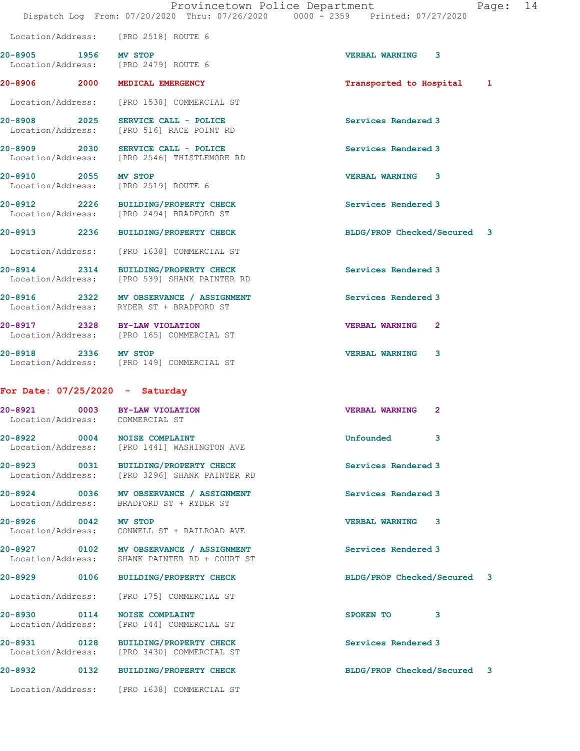Location/Address: [PRO 2518] ROUTE 6

**20-8905** 1956 **MV STOP** VERBAL WARNING 3
Location/Address: [PRO 2479] ROUTE 6

**20-8906** 2000 **MEDICAL EMERGENCY** Transported to Hospital 1
Location/Address: [PRO 1538] COMMERCIAL ST

**20-8908** 2025 **SERVICE CALL - POLICE** Services Rendered 3
Location/Address: [PRO 516] RACE POINT RD

**20-8909** 2030 **SERVICE CALL - POLICE** Services Rendered 3
Location/Address: [PRO 2546] THISTLEMORE RD

**20-8910** 2055 **MV STOP** VERBAL WARNING 3
Location/Address: [PRO 2519] ROUTE 6

**20-8912** 2226 **BUILDING/PROPERTY CHECK** Services Rendered 3
Location/Address: [PRO 2494] BRADFORD ST

**20-8913** 2236 **BUILDING/PROPERTY CHECK** BLDG/PROP Checked/Secured 3
Location/Address: [PRO 1638] COMMERCIAL ST

**20-8914** 2314 **BUILDING/PROPERTY CHECK** Services Rendered 3
Location/Address: [PRO 539] SHANK PAINTER RD

**20-8916** 2322 **MV OBSERVANCE / ASSIGNMENT** Services Rendered 3
Location/Address: RYDER ST + BRADFORD ST

**20-8917** 2328 **BY-LAW VIOLATION** VERBAL WARNING 2
Location/Address: [PRO 165] COMMERCIAL ST

**20-8918** 2336 **MV STOP** VERBAL WARNING 3
Location/Address: [PRO 149] COMMERCIAL ST

## For Date: 07/25/2020 - Saturday

**20-8921** 0003 **BY-LAW VIOLATION** VERBAL WARNING 2
Location/Address: COMMERCIAL ST

**20-8922** 0004 **NOISE COMPLAINT** Unfounded 3
Location/Address: [PRO 1441] WASHINGTON AVE

**20-8923** 0031 **BUILDING/PROPERTY CHECK** Services Rendered 3
Location/Address: [PRO 3296] SHANK PAINTER RD

**20-8924** 0036 **MV OBSERVANCE / ASSIGNMENT** Services Rendered 3
Location/Address: BRADFORD ST + RYDER ST

**20-8926** 0042 **MV STOP** VERBAL WARNING 3
Location/Address: CONWELL ST + RAILROAD AVE

**20-8927** 0102 **MV OBSERVANCE / ASSIGNMENT** Services Rendered 3
Location/Address: SHANK PAINTER RD + COURT ST

**20-8929** 0106 **BUILDING/PROPERTY CHECK** BLDG/PROP Checked/Secured 3
Location/Address: [PRO 175] COMMERCIAL ST

**20-8930** 0114 **NOISE COMPLAINT** SPOKEN TO 3
Location/Address: [PRO 144] COMMERCIAL ST

**20-8931** 0128 **BUILDING/PROPERTY CHECK** Services Rendered 3
Location/Address: [PRO 3430] COMMERCIAL ST

**20-8932** 0132 **BUILDING/PROPERTY CHECK** BLDG/PROP Checked/Secured 3
Location/Address: [PRO 1638] COMMERCIAL ST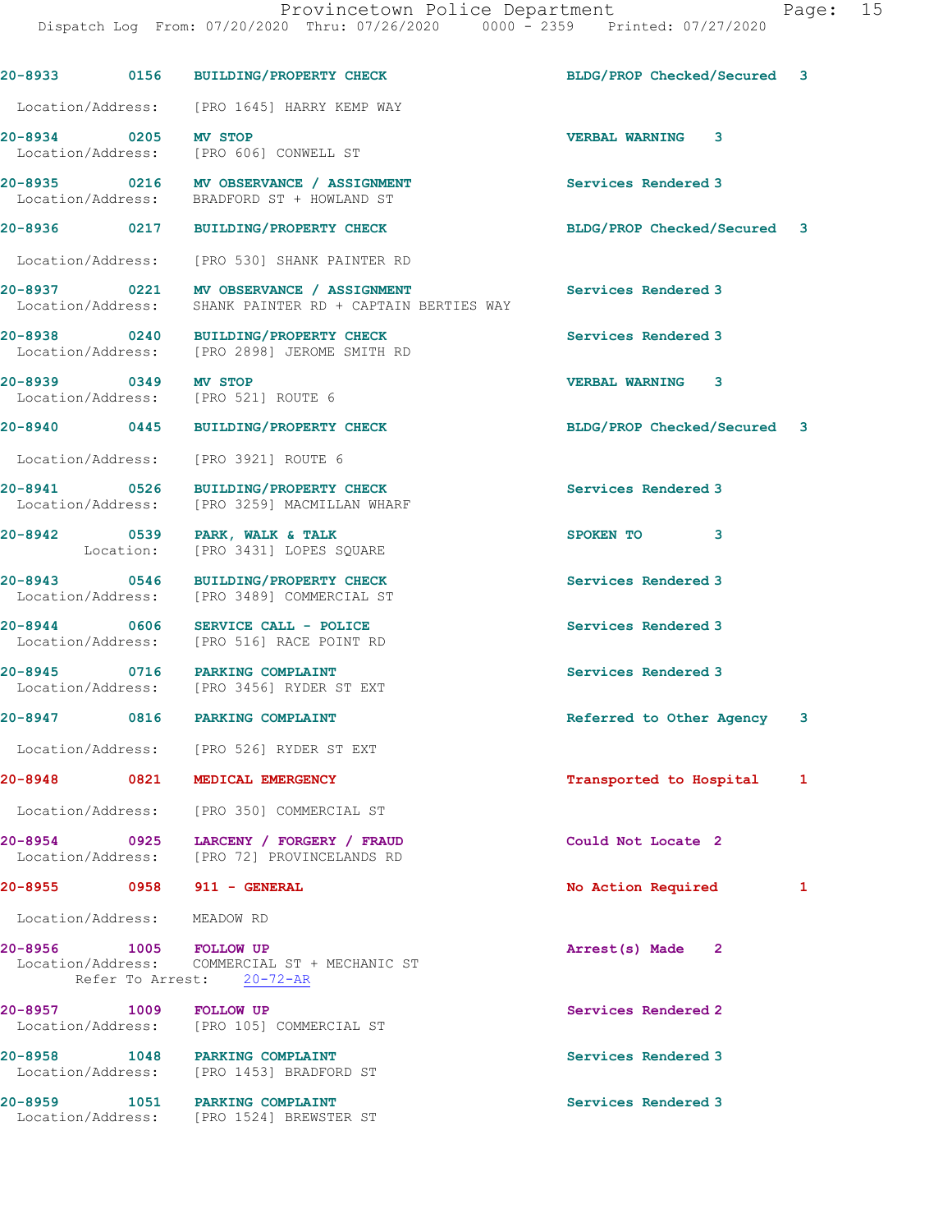20-8933 0156 BUILDING/PROPERTY CHECK BLDG/PROP Checked/Secured 3
Location/Address: [PRO 1645] HARRY KEMP WAY

20-8934 0205 MV STOP VERBAL WARNING 3
Location/Address: [PRO 606] CONWELL ST

20-8935 0216 MV OBSERVANCE / ASSIGNMENT Services Rendered 3
Location/Address: BRADFORD ST + HOWLAND ST

20-8936 0217 BUILDING/PROPERTY CHECK BLDG/PROP Checked/Secured 3
Location/Address: [PRO 530] SHANK PAINTER RD

20-8937 0221 MV OBSERVANCE / ASSIGNMENT Services Rendered 3
Location/Address: SHANK PAINTER RD + CAPTAIN BERTIES WAY

20-8938 0240 BUILDING/PROPERTY CHECK Services Rendered 3
Location/Address: [PRO 2898] JEROME SMITH RD

20-8939 0349 MV STOP VERBAL WARNING 3
Location/Address: [PRO 521] ROUTE 6

20-8940 0445 BUILDING/PROPERTY CHECK BLDG/PROP Checked/Secured 3
Location/Address: [PRO 3921] ROUTE 6

20-8941 0526 BUILDING/PROPERTY CHECK Services Rendered 3
Location/Address: [PRO 3259] MACMILLAN WHARF

20-8942 0539 PARK, WALK & TALK SPOKEN TO 3
Location: [PRO 3431] LOPES SQUARE

20-8943 0546 BUILDING/PROPERTY CHECK Services Rendered 3
Location/Address: [PRO 3489] COMMERCIAL ST

20-8944 0606 SERVICE CALL - POLICE Services Rendered 3
Location/Address: [PRO 516] RACE POINT RD

20-8945 0716 PARKING COMPLAINT Services Rendered 3
Location/Address: [PRO 3456] RYDER ST EXT

20-8947 0816 PARKING COMPLAINT Referred to Other Agency 3
Location/Address: [PRO 526] RYDER ST EXT

20-8948 0821 MEDICAL EMERGENCY Transported to Hospital 1
Location/Address: [PRO 350] COMMERCIAL ST

20-8954 0925 LARCENY / FORGERY / FRAUD Could Not Locate 2
Location/Address: [PRO 72] PROVINCELANDS RD

20-8955 0958 911 - GENERAL No Action Required 1
Location/Address: MEADOW RD

20-8956 1005 FOLLOW UP Arrest(s) Made 2
Location/Address: COMMERCIAL ST + MECHANIC ST
Refer To Arrest: 20-72-AR

20-8957 1009 FOLLOW UP Services Rendered 2
Location/Address: [PRO 105] COMMERCIAL ST

20-8958 1048 PARKING COMPLAINT Services Rendered 3
Location/Address: [PRO 1453] BRADFORD ST

20-8959 1051 PARKING COMPLAINT Services Rendered 3
Location/Address: [PRO 1524] BREWSTER ST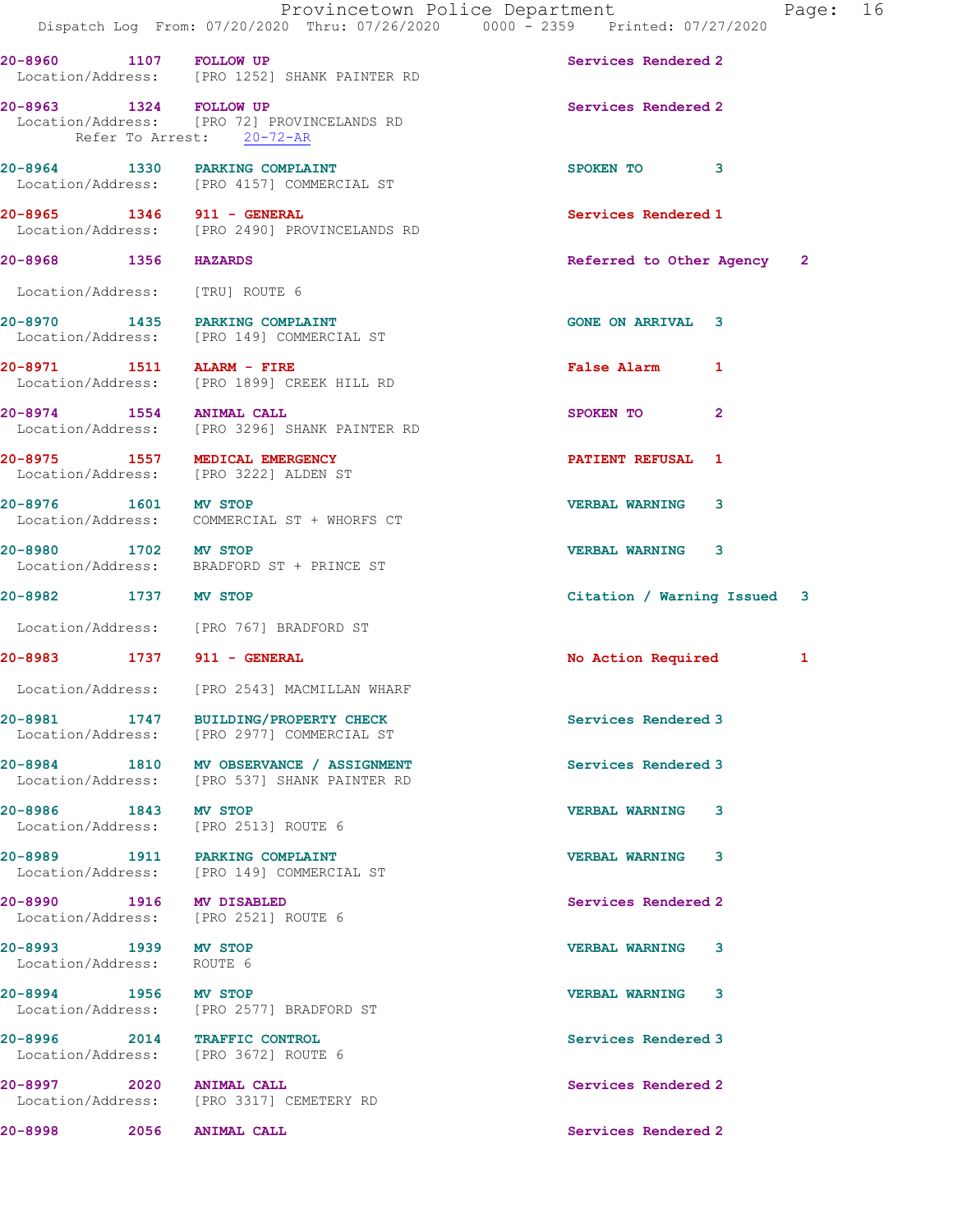20-8960 1107 **FOLLOW UP** Services Rendered 2
Location/Address: [PRO 1252] SHANK PAINTER RD

20-8963 1324 **FOLLOW UP** Services Rendered 2
Location/Address: [PRO 72] PROVINCELANDS RD
Refer To Arrest: 20-72-AR

20-8964 1330 **PARKING COMPLAINT** SPOKEN TO 3
Location/Address: [PRO 4157] COMMERCIAL ST

20-8965 1346 **911 - GENERAL** Services Rendered 1
Location/Address: [PRO 2490] PROVINCELANDS RD

20-8968 1356 **HAZARDS** Referred to Other Agency 2
Location/Address: [TRU] ROUTE 6

20-8970 1435 **PARKING COMPLAINT** GONE ON ARRIVAL 3
Location/Address: [PRO 149] COMMERCIAL ST

20-8971 1511 **ALARM - FIRE** False Alarm 1
Location/Address: [PRO 1899] CREEK HILL RD

20-8974 1554 **ANIMAL CALL** SPOKEN TO 2
Location/Address: [PRO 3296] SHANK PAINTER RD

20-8975 1557 **MEDICAL EMERGENCY** PATIENT REFUSAL 1
Location/Address: [PRO 3222] ALDEN ST

20-8976 1601 **MV STOP** VERBAL WARNING 3
Location/Address: COMMERCIAL ST + WHORFS CT

20-8980 1702 **MV STOP** VERBAL WARNING 3
Location/Address: BRADFORD ST + PRINCE ST

20-8982 1737 **MV STOP** Citation / Warning Issued 3
Location/Address: [PRO 767] BRADFORD ST

20-8983 1737 **911 - GENERAL** No Action Required 1
Location/Address: [PRO 2543] MACMILLAN WHARF

20-8981 1747 **BUILDING/PROPERTY CHECK** Services Rendered 3
Location/Address: [PRO 2977] COMMERCIAL ST

20-8984 1810 **MV OBSERVANCE / ASSIGNMENT** Services Rendered 3
Location/Address: [PRO 537] SHANK PAINTER RD

20-8986 1843 **MV STOP** VERBAL WARNING 3
Location/Address: [PRO 2513] ROUTE 6

20-8989 1911 **PARKING COMPLAINT** VERBAL WARNING 3
Location/Address: [PRO 149] COMMERCIAL ST

20-8990 1916 **MV DISABLED** Services Rendered 2
Location/Address: [PRO 2521] ROUTE 6

20-8993 1939 **MV STOP** VERBAL WARNING 3
Location/Address: ROUTE 6

20-8994 1956 **MV STOP** VERBAL WARNING 3
Location/Address: [PRO 2577] BRADFORD ST

20-8996 2014 **TRAFFIC CONTROL** Services Rendered 3
Location/Address: [PRO 3672] ROUTE 6

20-8997 2020 **ANIMAL CALL** Services Rendered 2
Location/Address: [PRO 3317] CEMETERY RD

20-8998 2056 **ANIMAL CALL** Services Rendered 2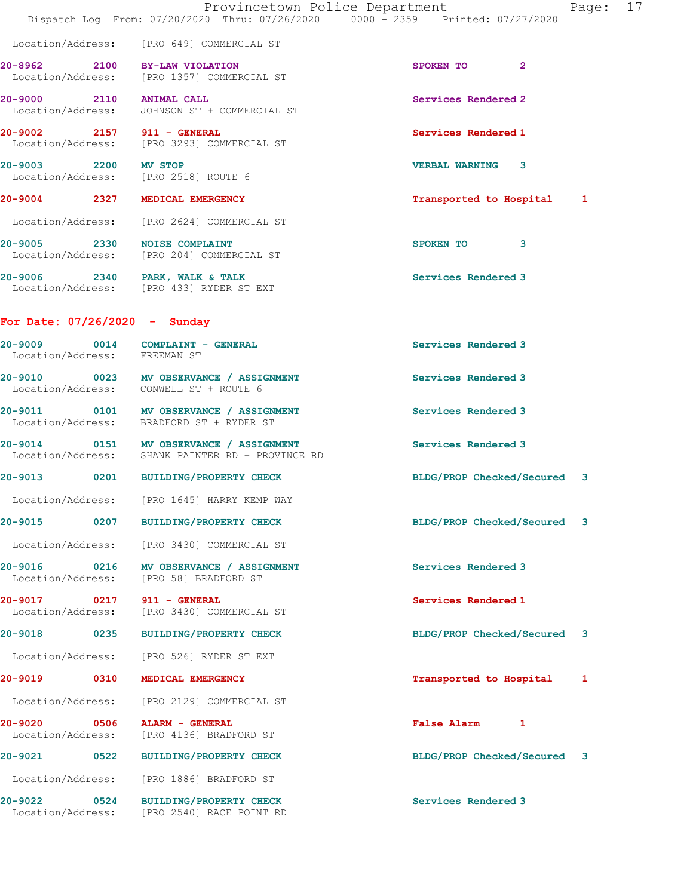Location/Address: [PRO 649] COMMERCIAL ST

**20-8962** 2100 **BY-LAW VIOLATION** SPOKEN TO 2
Location/Address: [PRO 1357] COMMERCIAL ST

**20-9000** 2110 **ANIMAL CALL** Services Rendered 2
Location/Address: JOHNSON ST + COMMERCIAL ST

**20-9002** 2157 **911 - GENERAL** Services Rendered 1
Location/Address: [PRO 3293] COMMERCIAL ST

**20-9003** 2200 **MV STOP** VERBAL WARNING 3
Location/Address: [PRO 2518] ROUTE 6

**20-9004** 2327 **MEDICAL EMERGENCY** Transported to Hospital 1
Location/Address: [PRO 2624] COMMERCIAL ST

**20-9005** 2330 **NOISE COMPLAINT** SPOKEN TO 3
Location/Address: [PRO 204] COMMERCIAL ST

**20-9006** 2340 **PARK, WALK & TALK** Services Rendered 3
Location/Address: [PRO 433] RYDER ST EXT

## For Date: 07/26/2020 - Sunday

**20-9009** 0014 **COMPLAINT - GENERAL** Services Rendered 3
Location/Address: FREEMAN ST

**20-9010** 0023 **MV OBSERVANCE / ASSIGNMENT** Services Rendered 3
Location/Address: CONWELL ST + ROUTE 6

**20-9011** 0101 **MV OBSERVANCE / ASSIGNMENT** Services Rendered 3
Location/Address: BRADFORD ST + RYDER ST

**20-9014** 0151 **MV OBSERVANCE / ASSIGNMENT** Services Rendered 3
Location/Address: SHANK PAINTER RD + PROVINCE RD

**20-9013** 0201 **BUILDING/PROPERTY CHECK** BLDG/PROP Checked/Secured 3
Location/Address: [PRO 1645] HARRY KEMP WAY

**20-9015** 0207 **BUILDING/PROPERTY CHECK** BLDG/PROP Checked/Secured 3
Location/Address: [PRO 3430] COMMERCIAL ST

**20-9016** 0216 **MV OBSERVANCE / ASSIGNMENT** Services Rendered 3
Location/Address: [PRO 58] BRADFORD ST

**20-9017** 0217 **911 - GENERAL** Services Rendered 1
Location/Address: [PRO 3430] COMMERCIAL ST

**20-9018** 0235 **BUILDING/PROPERTY CHECK** BLDG/PROP Checked/Secured 3
Location/Address: [PRO 526] RYDER ST EXT

**20-9019** 0310 **MEDICAL EMERGENCY** Transported to Hospital 1
Location/Address: [PRO 2129] COMMERCIAL ST

**20-9020** 0506 **ALARM - GENERAL** False Alarm 1
Location/Address: [PRO 4136] BRADFORD ST

**20-9021** 0522 **BUILDING/PROPERTY CHECK** BLDG/PROP Checked/Secured 3
Location/Address: [PRO 1886] BRADFORD ST

**20-9022** 0524 **BUILDING/PROPERTY CHECK** Services Rendered 3
Location/Address: [PRO 2540] RACE POINT RD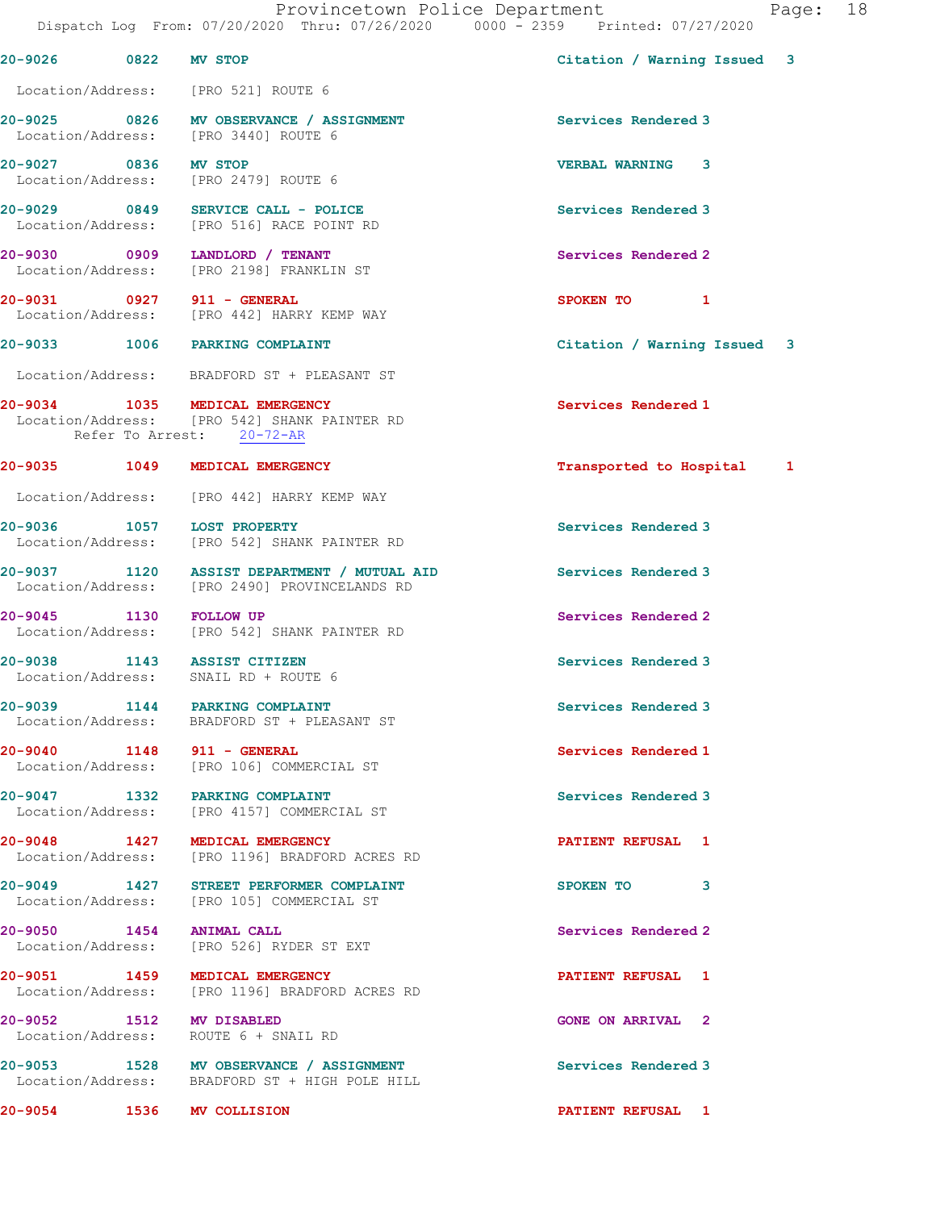20-9026 0822 MV STOP Citation / Warning Issued 3
Location/Address: [PRO 521] ROUTE 6

20-9025 0826 MV OBSERVANCE / ASSIGNMENT Services Rendered 3
Location/Address: [PRO 3440] ROUTE 6

20-9027 0836 MV STOP VERBAL WARNING 3
Location/Address: [PRO 2479] ROUTE 6

20-9029 0849 SERVICE CALL - POLICE Services Rendered 3
Location/Address: [PRO 516] RACE POINT RD

20-9030 0909 LANDLORD / TENANT Services Rendered 2
Location/Address: [PRO 2198] FRANKLIN ST

20-9031 0927 911 - GENERAL SPOKEN TO 1
Location/Address: [PRO 442] HARRY KEMP WAY

20-9033 1006 PARKING COMPLAINT Citation / Warning Issued 3
Location/Address: BRADFORD ST + PLEASANT ST

20-9034 1035 MEDICAL EMERGENCY Services Rendered 1
Location/Address: [PRO 542] SHANK PAINTER RD
Refer To Arrest: 20-72-AR

20-9035 1049 MEDICAL EMERGENCY Transported to Hospital 1
Location/Address: [PRO 442] HARRY KEMP WAY

20-9036 1057 LOST PROPERTY Services Rendered 3
Location/Address: [PRO 542] SHANK PAINTER RD

20-9037 1120 ASSIST DEPARTMENT / MUTUAL AID Services Rendered 3
Location/Address: [PRO 2490] PROVINCELANDS RD

20-9045 1130 FOLLOW UP Services Rendered 2
Location/Address: [PRO 542] SHANK PAINTER RD

20-9038 1143 ASSIST CITIZEN Services Rendered 3
Location/Address: SNAIL RD + ROUTE 6

20-9039 1144 PARKING COMPLAINT Services Rendered 3
Location/Address: BRADFORD ST + PLEASANT ST

20-9040 1148 911 - GENERAL Services Rendered 1
Location/Address: [PRO 106] COMMERCIAL ST

20-9047 1332 PARKING COMPLAINT Services Rendered 3
Location/Address: [PRO 4157] COMMERCIAL ST

20-9048 1427 MEDICAL EMERGENCY PATIENT REFUSAL 1
Location/Address: [PRO 1196] BRADFORD ACRES RD

20-9049 1427 STREET PERFORMER COMPLAINT SPOKEN TO 3
Location/Address: [PRO 105] COMMERCIAL ST

20-9050 1454 ANIMAL CALL Services Rendered 2
Location/Address: [PRO 526] RYDER ST EXT

20-9051 1459 MEDICAL EMERGENCY PATIENT REFUSAL 1
Location/Address: [PRO 1196] BRADFORD ACRES RD

20-9052 1512 MV DISABLED GONE ON ARRIVAL 2
Location/Address: ROUTE 6 + SNAIL RD

20-9053 1528 MV OBSERVANCE / ASSIGNMENT Services Rendered 3
Location/Address: BRADFORD ST + HIGH POLE HILL

20-9054 1536 MV COLLISION PATIENT REFUSAL 1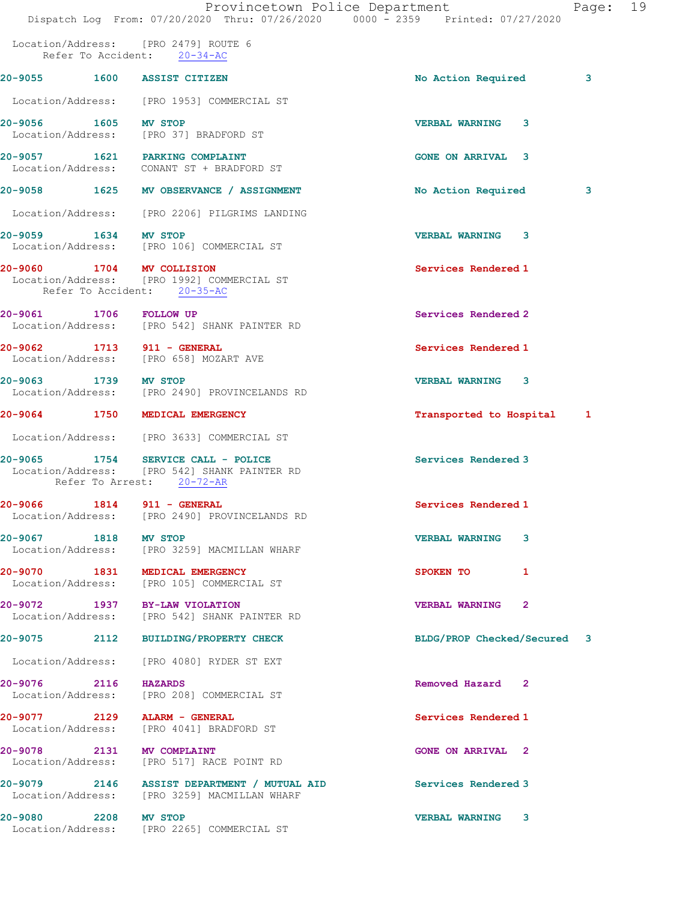Location/Address: [PRO 2479] ROUTE 6
Refer To Accident: 20-34-AC

| Call Number | Time | Call Reason | Action | Priority |
|---|---|---|---|---|
| 20-9055 | 1600 | ASSIST CITIZEN | No Action Required | 3 |

Location/Address: [PRO 1953] COMMERCIAL ST

| Call Number | Time | Call Reason | Action | Priority |
|---|---|---|---|---|
| 20-9056 | 1605 | MV STOP | VERBAL WARNING | 3 |

Location/Address: [PRO 37] BRADFORD ST

| Call Number | Time | Call Reason | Action | Priority |
|---|---|---|---|---|
| 20-9057 | 1621 | PARKING COMPLAINT | GONE ON ARRIVAL | 3 |

Location/Address: CONANT ST + BRADFORD ST

| Call Number | Time | Call Reason | Action | Priority |
|---|---|---|---|---|
| 20-9058 | 1625 | MV OBSERVANCE / ASSIGNMENT | No Action Required | 3 |

Location/Address: [PRO 2206] PILGRIMS LANDING

| Call Number | Time | Call Reason | Action | Priority |
|---|---|---|---|---|
| 20-9059 | 1634 | MV STOP | VERBAL WARNING | 3 |

Location/Address: [PRO 106] COMMERCIAL ST

| Call Number | Time | Call Reason | Action | Priority |
|---|---|---|---|---|
| 20-9060 | 1704 | MV COLLISION | Services Rendered | 1 |

Location/Address: [PRO 1992] COMMERCIAL ST
Refer To Accident: 20-35-AC

| Call Number | Time | Call Reason | Action | Priority |
|---|---|---|---|---|
| 20-9061 | 1706 | FOLLOW UP | Services Rendered | 2 |

Location/Address: [PRO 542] SHANK PAINTER RD

| Call Number | Time | Call Reason | Action | Priority |
|---|---|---|---|---|
| 20-9062 | 1713 | 911 - GENERAL | Services Rendered | 1 |

Location/Address: [PRO 658] MOZART AVE

| Call Number | Time | Call Reason | Action | Priority |
|---|---|---|---|---|
| 20-9063 | 1739 | MV STOP | VERBAL WARNING | 3 |

Location/Address: [PRO 2490] PROVINCELANDS RD

| Call Number | Time | Call Reason | Action | Priority |
|---|---|---|---|---|
| 20-9064 | 1750 | MEDICAL EMERGENCY | Transported to Hospital | 1 |

Location/Address: [PRO 3633] COMMERCIAL ST

| Call Number | Time | Call Reason | Action | Priority |
|---|---|---|---|---|
| 20-9065 | 1754 | SERVICE CALL - POLICE | Services Rendered | 3 |

Location/Address: [PRO 542] SHANK PAINTER RD
Refer To Arrest: 20-72-AR

| Call Number | Time | Call Reason | Action | Priority |
|---|---|---|---|---|
| 20-9066 | 1814 | 911 - GENERAL | Services Rendered | 1 |

Location/Address: [PRO 2490] PROVINCELANDS RD

| Call Number | Time | Call Reason | Action | Priority |
|---|---|---|---|---|
| 20-9067 | 1818 | MV STOP | VERBAL WARNING | 3 |

Location/Address: [PRO 3259] MACMILLAN WHARF

| Call Number | Time | Call Reason | Action | Priority |
|---|---|---|---|---|
| 20-9070 | 1831 | MEDICAL EMERGENCY | SPOKEN TO | 1 |

Location/Address: [PRO 105] COMMERCIAL ST

| Call Number | Time | Call Reason | Action | Priority |
|---|---|---|---|---|
| 20-9072 | 1937 | BY-LAW VIOLATION | VERBAL WARNING | 2 |

Location/Address: [PRO 542] SHANK PAINTER RD

| Call Number | Time | Call Reason | Action | Priority |
|---|---|---|---|---|
| 20-9075 | 2112 | BUILDING/PROPERTY CHECK | BLDG/PROP Checked/Secured | 3 |

Location/Address: [PRO 4080] RYDER ST EXT

| Call Number | Time | Call Reason | Action | Priority |
|---|---|---|---|---|
| 20-9076 | 2116 | HAZARDS | Removed Hazard | 2 |

Location/Address: [PRO 208] COMMERCIAL ST

| Call Number | Time | Call Reason | Action | Priority |
|---|---|---|---|---|
| 20-9077 | 2129 | ALARM - GENERAL | Services Rendered | 1 |

Location/Address: [PRO 4041] BRADFORD ST

| Call Number | Time | Call Reason | Action | Priority |
|---|---|---|---|---|
| 20-9078 | 2131 | MV COMPLAINT | GONE ON ARRIVAL | 2 |

Location/Address: [PRO 517] RACE POINT RD

| Call Number | Time | Call Reason | Action | Priority |
|---|---|---|---|---|
| 20-9079 | 2146 | ASSIST DEPARTMENT / MUTUAL AID | Services Rendered | 3 |

Location/Address: [PRO 3259] MACMILLAN WHARF

| Call Number | Time | Call Reason | Action | Priority |
|---|---|---|---|---|
| 20-9080 | 2208 | MV STOP | VERBAL WARNING | 3 |

Location/Address: [PRO 2265] COMMERCIAL ST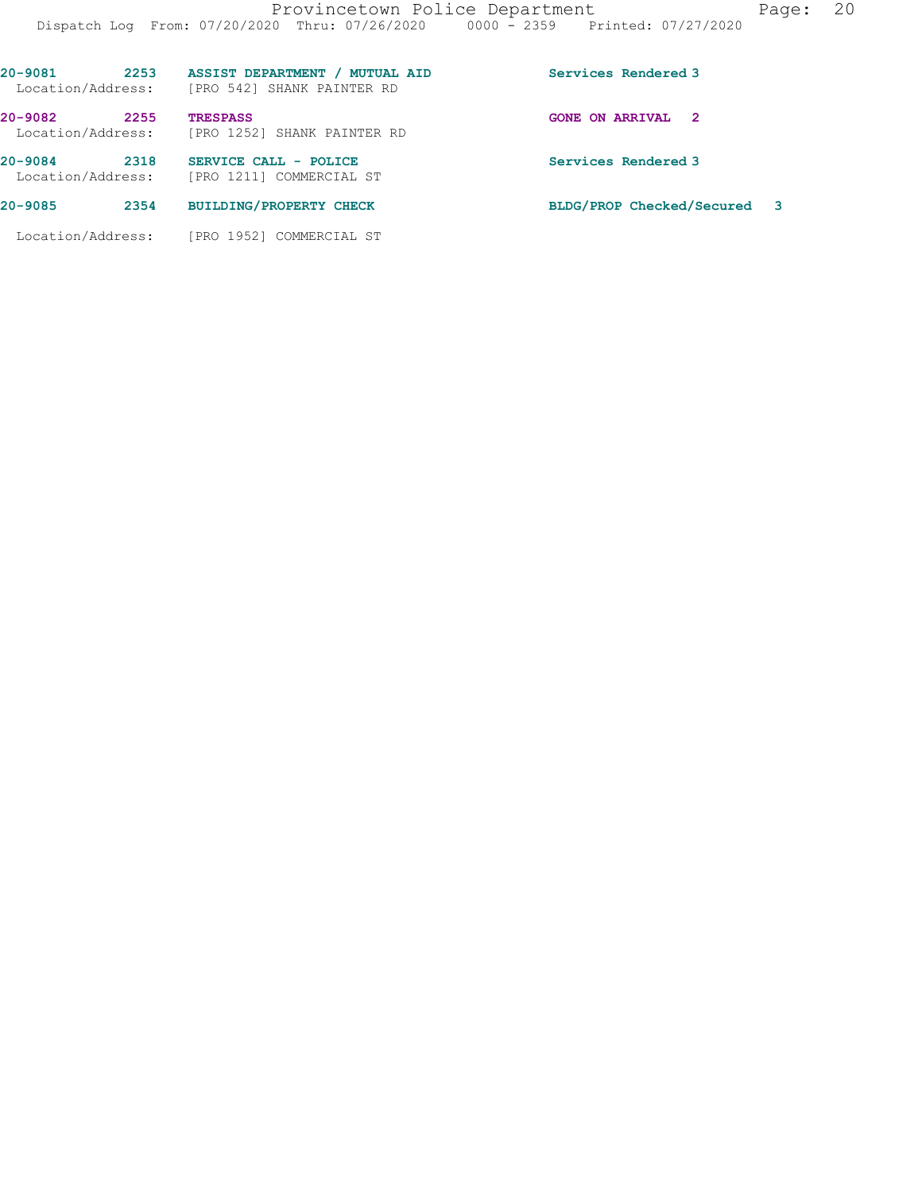**20-9081 2253 ASSIST DEPARTMENT / MUTUAL AID** **Services Rendered 3**
Location/Address: [PRO 542] SHANK PAINTER RD

**20-9082 2255 TRESPASS** **GONE ON ARRIVAL 2**
Location/Address: [PRO 1252] SHANK PAINTER RD

**20-9084 2318 SERVICE CALL - POLICE** **Services Rendered 3**
Location/Address: [PRO 1211] COMMERCIAL ST

**20-9085 2354 BUILDING/PROPERTY CHECK** **BLDG/PROP Checked/Secured 3**
Location/Address: [PRO 1952] COMMERCIAL ST